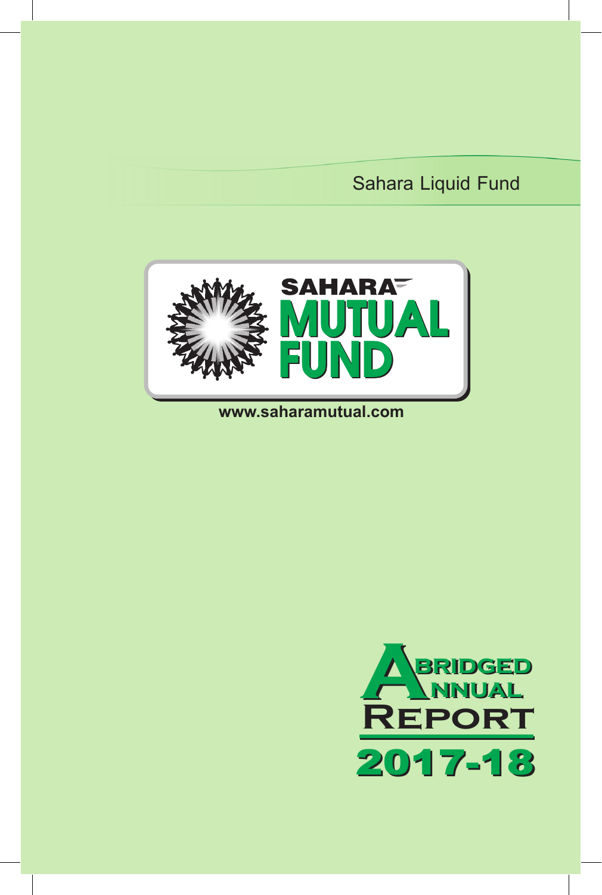Sahara Liquid Fund

SAHARA

MUTUAL FUND

www.saharamutual.com

# ABRIDGED ANNUAL REPORT

# 2017-18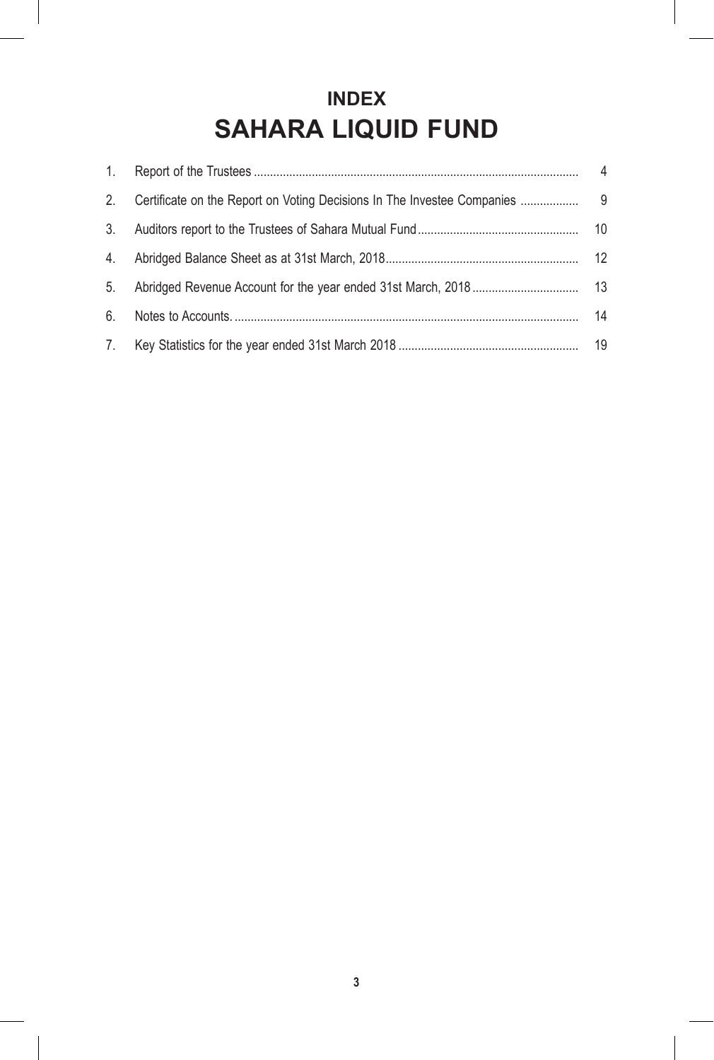# INDEX

# SAHARA LIQUID FUND

| | | |
|---|---|---|
| 1. | Report of the Trustees | 4 |
| 2. | Certificate on the Report on Voting Decisions In The Investee Companies | 9 |
| 3. | Auditors report to the Trustees of Sahara Mutual Fund | 10 |
| 4. | Abridged Balance Sheet as at 31st March, 2018 | 12 |
| 5. | Abridged Revenue Account for the year ended 31st March, 2018 | 13 |
| 6. | Notes to Accounts. | 14 |
| 7. | Key Statistics for the year ended 31st March 2018 | 19 |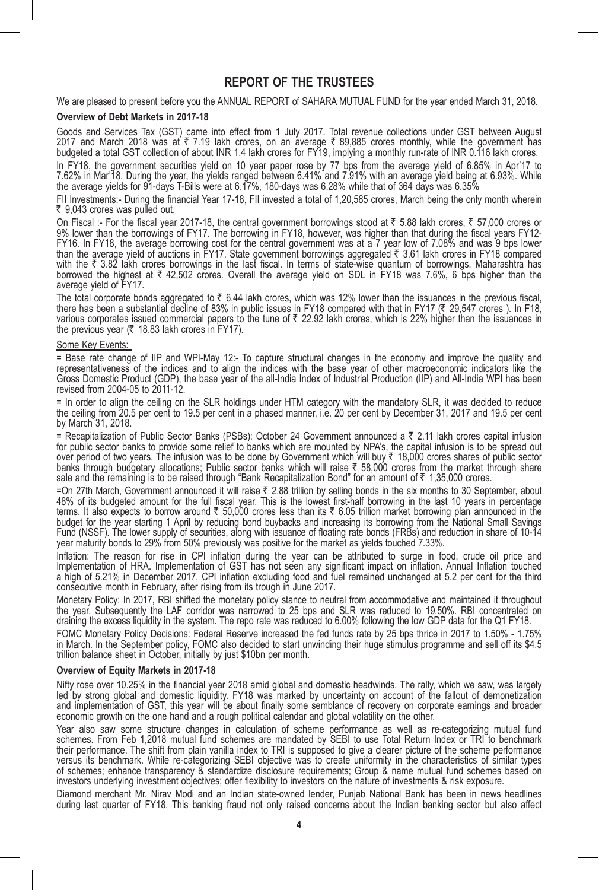## REPORT OF THE TRUSTEES

We are pleased to present before you the ANNUAL REPORT of SAHARA MUTUAL FUND for the year ended March 31, 2018.

### Overview of Debt Markets in 2017-18

Goods and Services Tax (GST) came into effect from 1 July 2017. Total revenue collections under GST between August 2017 and March 2018 was at ₹ 7.19 lakh crores, on an average ₹ 89,885 crores monthly, while the government has budgeted a total GST collection of about INR 1.4 lakh crores for FY19, implying a monthly run-rate of INR 0.116 lakh crores.

In FY18, the government securities yield on 10 year paper rose by 77 bps from the average yield of 6.85% in Apr'17 to 7.62% in Mar'18. During the year, the yields ranged between 6.41% and 7.91% with an average yield being at 6.93%. While the average yields for 91-days T-Bills were at 6.17%, 180-days was 6.28% while that of 364 days was 6.35%

FII Investments:- During the financial Year 17-18, FII invested a total of 1,20,585 crores, March being the only month wherein ₹ 9,043 crores was pulled out.

On Fiscal :- For the fiscal year 2017-18, the central government borrowings stood at ₹ 5.88 lakh crores, ₹ 57,000 crores or 9% lower than the borrowings of FY17. The borrowing in FY18, however, was higher than that during the fiscal years FY12-FY16. In FY18, the average borrowing cost for the central government was at a 7 year low of 7.08% and was 9 bps lower than the average yield of auctions in FY17. State government borrowings aggregated ₹ 3.61 lakh crores in FY18 compared with the ₹ 3.82 lakh crores borrowings in the last fiscal. In terms of state-wise quantum of borrowings, Maharashtra has borrowed the highest at ₹ 42,502 crores. Overall the average yield on SDL in FY18 was 7.6%, 6 bps higher than the average yield of FY17.

The total corporate bonds aggregated to ₹ 6.44 lakh crores, which was 12% lower than the issuances in the previous fiscal, there has been a substantial decline of 83% in public issues in FY18 compared with that in FY17 (₹ 29,547 crores ). In F18, various corporates issued commercial papers to the tune of ₹ 22.92 lakh crores, which is 22% higher than the issuances in the previous year (₹ 18.83 lakh crores in FY17).

Some Key Events:

= Base rate change of IIP and WPI-May 12:- To capture structural changes in the economy and improve the quality and representativeness of the indices and to align the indices with the base year of other macroeconomic indicators like the Gross Domestic Product (GDP), the base year of the all-India Index of Industrial Production (IIP) and All-India WPI has been revised from 2004-05 to 2011-12.

= In order to align the ceiling on the SLR holdings under HTM category with the mandatory SLR, it was decided to reduce the ceiling from 20.5 per cent to 19.5 per cent in a phased manner, i.e. 20 per cent by December 31, 2017 and 19.5 per cent by March 31, 2018.

= Recapitalization of Public Sector Banks (PSBs): October 24 Government announced a ₹ 2.11 lakh crores capital infusion for public sector banks to provide some relief to banks which are mounted by NPA's, the capital infusion is to be spread out over period of two years. The infusion was to be done by Government which will buy ₹ 18,000 crores shares of public sector banks through budgetary allocations; Public sector banks which will raise ₹ 58,000 crores from the market through share sale and the remaining is to be raised through "Bank Recapitalization Bond" for an amount of ₹ 1,35,000 crores.

=On 27th March, Government announced it will raise ₹ 2.88 trillion by selling bonds in the six months to 30 September, about 48% of its budgeted amount for the full fiscal year. This is the lowest first-half borrowing in the last 10 years in percentage terms. It also expects to borrow around ₹ 50,000 crores less than its ₹ 6.05 trillion market borrowing plan announced in the budget for the year starting 1 April by reducing bond buybacks and increasing its borrowing from the National Small Savings Fund (NSSF). The lower supply of securities, along with issuance of floating rate bonds (FRBs) and reduction in share of 10-14 year maturity bonds to 29% from 50% previously was positive for the market as yields touched 7.33%.

Inflation: The reason for rise in CPI inflation during the year can be attributed to surge in food, crude oil price and Implementation of HRA. Implementation of GST has not seen any significant impact on inflation. Annual Inflation touched a high of 5.21% in December 2017. CPI inflation excluding food and fuel remained unchanged at 5.2 per cent for the third consecutive month in February, after rising from its trough in June 2017.

Monetary Policy: In 2017, RBI shifted the monetary policy stance to neutral from accommodative and maintained it throughout the year. Subsequently the LAF corridor was narrowed to 25 bps and SLR was reduced to 19.50%. RBI concentrated on draining the excess liquidity in the system. The repo rate was reduced to 6.00% following the low GDP data for the Q1 FY18.

FOMC Monetary Policy Decisions: Federal Reserve increased the fed funds rate by 25 bps thrice in 2017 to 1.50% - 1.75% in March. In the September policy, FOMC also decided to start unwinding their huge stimulus programme and sell off its $4.5 trillion balance sheet in October, initially by just $10bn per month.

### Overview of Equity Markets in 2017-18

Nifty rose over 10.25% in the financial year 2018 amid global and domestic headwinds. The rally, which we saw, was largely led by strong global and domestic liquidity. FY18 was marked by uncertainty on account of the fallout of demonetization and implementation of GST, this year will be about finally some semblance of recovery on corporate earnings and broader economic growth on the one hand and a rough political calendar and global volatility on the other.

Year also saw some structure changes in calculation of scheme performance as well as re-categorizing mutual fund schemes. From Feb 1,2018 mutual fund schemes are mandated by SEBI to use Total Return Index or TRI to benchmark their performance. The shift from plain vanilla index to TRI is supposed to give a clearer picture of the scheme performance versus its benchmark. While re-categorizing SEBI objective was to create uniformity in the characteristics of similar types of schemes; enhance transparency & standardize disclosure requirements; Group & name mutual fund schemes based on investors underlying investment objectives; offer flexibility to investors on the nature of investments & risk exposure.

Diamond merchant Mr. Nirav Modi and an Indian state-owned lender, Punjab National Bank has been in news headlines during last quarter of FY18. This banking fraud not only raised concerns about the Indian banking sector but also affect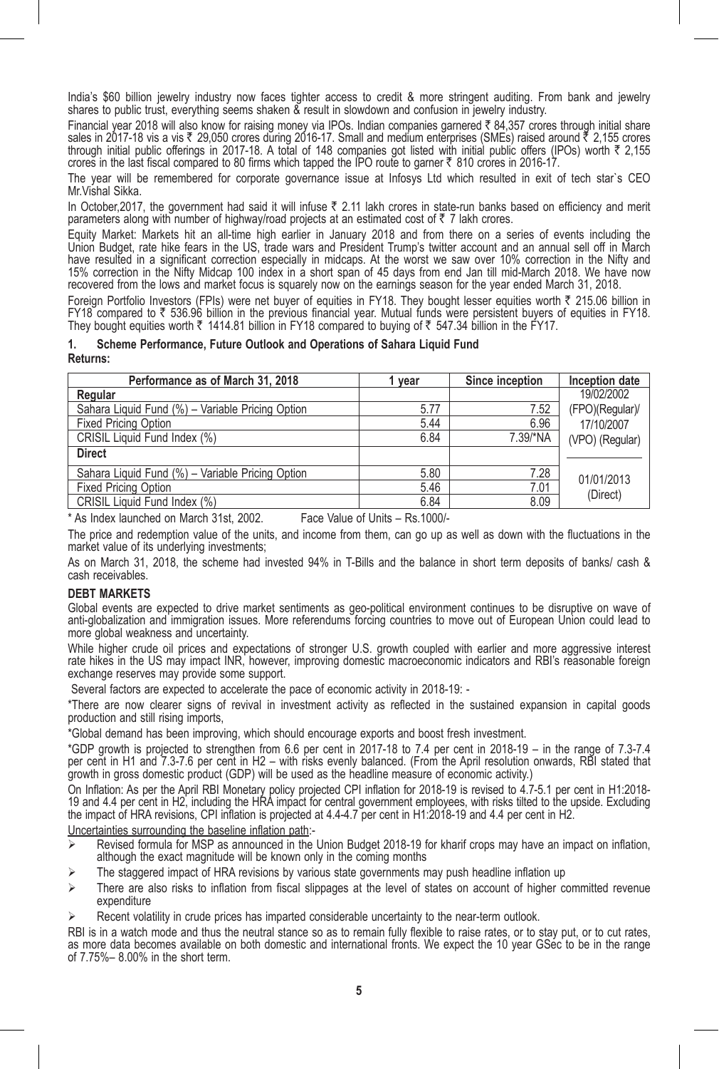India's $60 billion jewelry industry now faces tighter access to credit & more stringent auditing. From bank and jewelry shares to public trust, everything seems shaken & result in slowdown and confusion in jewelry industry.

Financial year 2018 will also know for raising money via IPOs. Indian companies garnered ₹ 84,357 crores through initial share sales in 2017-18 vis a vis ₹ 29,050 crores during 2016-17. Small and medium enterprises (SMEs) raised around ₹ 2,155 crores through initial public offerings in 2017-18. A total of 148 companies got listed with initial public offers (IPOs) worth ₹ 2,155 crores in the last fiscal compared to 80 firms which tapped the IPO route to garner ₹ 810 crores in 2016-17.

The year will be remembered for corporate governance issue at Infosys Ltd which resulted in exit of tech star`s CEO Mr.Vishal Sikka.

In October,2017, the government had said it will infuse ₹ 2.11 lakh crores in state-run banks based on efficiency and merit parameters along with number of highway/road projects at an estimated cost of ₹ 7 lakh crores.

Equity Market: Markets hit an all-time high earlier in January 2018 and from there on a series of events including the Union Budget, rate hike fears in the US, trade wars and President Trump's twitter account and an annual sell off in March have resulted in a significant correction especially in midcaps. At the worst we saw over 10% correction in the Nifty and 15% correction in the Nifty Midcap 100 index in a short span of 45 days from end Jan till mid-March 2018. We have now recovered from the lows and market focus is squarely now on the earnings season for the year ended March 31, 2018.

Foreign Portfolio Investors (FPIs) were net buyer of equities in FY18. They bought lesser equities worth ₹ 215.06 billion in FY18 compared to ₹ 536.96 billion in the previous financial year. Mutual funds were persistent buyers of equities in FY18. They bought equities worth ₹ 1414.81 billion in FY18 compared to buying of ₹ 547.34 billion in the FY17.

## 1. Scheme Performance, Future Outlook and Operations of Sahara Liquid Fund

**Returns:**

| Performance as of March 31, 2018 | 1 year | Since inception | Inception date |
|---|---|---|---|
| **Regular** | | | 19/02/2002 (FPO)(Regular)/ 17/10/2007 (VPO) (Regular) |
| Sahara Liquid Fund (%) – Variable Pricing Option | 5.77 | 7.52 | |
| Fixed Pricing Option | 5.44 | 6.96 | |
| CRISIL Liquid Fund Index (%) | 6.84 | 7.39/*NA | |
| **Direct** | | | |
| Sahara Liquid Fund (%) – Variable Pricing Option | 5.80 | 7.28 | 01/01/2013 (Direct) |
| Fixed Pricing Option | 5.46 | 7.01 | |
| CRISIL Liquid Fund Index (%) | 6.84 | 8.09 | |

\* As Index launched on March 31st, 2002. Face Value of Units – Rs.1000/-

The price and redemption value of the units, and income from them, can go up as well as down with the fluctuations in the market value of its underlying investments;

As on March 31, 2018, the scheme had invested 94% in T-Bills and the balance in short term deposits of banks/ cash & cash receivables.

### DEBT MARKETS

Global events are expected to drive market sentiments as geo-political environment continues to be disruptive on wave of anti-globalization and immigration issues. More referendums forcing countries to move out of European Union could lead to more global weakness and uncertainty.

While higher crude oil prices and expectations of stronger U.S. growth coupled with earlier and more aggressive interest rate hikes in the US may impact INR, however, improving domestic macroeconomic indicators and RBI's reasonable foreign exchange reserves may provide some support.

Several factors are expected to accelerate the pace of economic activity in 2018-19: -

*There are now clearer signs of revival in investment activity as reflected in the sustained expansion in capital goods production and still rising imports,

*Global demand has been improving, which should encourage exports and boost fresh investment.

*GDP growth is projected to strengthen from 6.6 per cent in 2017-18 to 7.4 per cent in 2018-19 – in the range of 7.3-7.4 per cent in H1 and 7.3-7.6 per cent in H2 – with risks evenly balanced. (From the April resolution onwards, RBI stated that growth in gross domestic product (GDP) will be used as the headline measure of economic activity.)

On Inflation: As per the April RBI Monetary policy projected CPI inflation for 2018-19 is revised to 4.7-5.1 per cent in H1:2018-19 and 4.4 per cent in H2, including the HRA impact for central government employees, with risks tilted to the upside. Excluding the impact of HRA revisions, CPI inflation is projected at 4.4-4.7 per cent in H1:2018-19 and 4.4 per cent in H2.

Uncertainties surrounding the baseline inflation path:-

- Revised formula for MSP as announced in the Union Budget 2018-19 for kharif crops may have an impact on inflation, although the exact magnitude will be known only in the coming months
- The staggered impact of HRA revisions by various state governments may push headline inflation up
- There are also risks to inflation from fiscal slippages at the level of states on account of higher committed revenue expenditure
- Recent volatility in crude prices has imparted considerable uncertainty to the near-term outlook.

RBI is in a watch mode and thus the neutral stance so as to remain fully flexible to raise rates, or to stay put, or to cut rates, as more data becomes available on both domestic and international fronts. We expect the 10 year GSec to be in the range of 7.75%– 8.00% in the short term.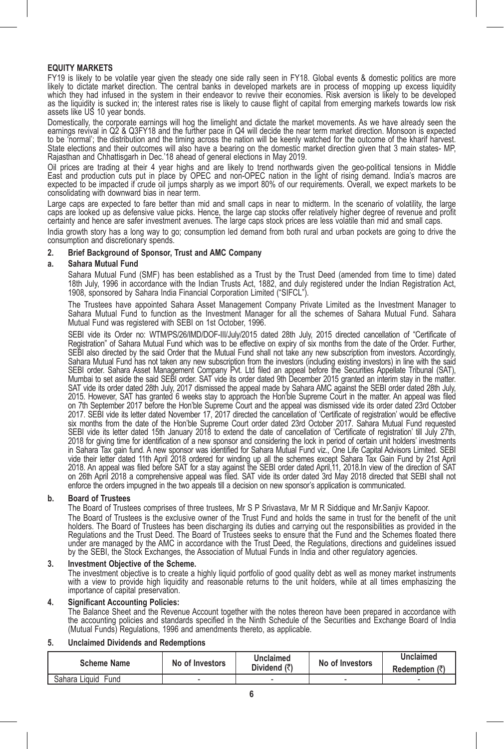**EQUITY MARKETS**

FY19 is likely to be volatile year given the steady one side rally seen in FY18. Global events & domestic politics are more likely to dictate market direction. The central banks in developed markets are in process of mopping up excess liquidity which they had infused in the system in their endeavor to revive their economies. Risk aversion is likely to be developed as the liquidity is sucked in; the interest rates rise is likely to cause flight of capital from emerging markets towards low risk assets like US 10 year bonds.

Domestically, the corporate earnings will hog the limelight and dictate the market movements. As we have already seen the earnings revival in Q2 & Q3FY18 and the further pace in Q4 will decide the near term market direction. Monsoon is expected to be 'normal'; the distribution and the timing across the nation will be keenly watched for the outcome of the kharif harvest. State elections and their outcomes will also have a bearing on the domestic market direction given that 3 main states- MP, Rajasthan and Chhattisgarh in Dec.'18 ahead of general elections in May 2019.

Oil prices are trading at their 4 year highs and are likely to trend northwards given the geo-political tensions in Middle East and production cuts put in place by OPEC and non-OPEC nation in the light of rising demand. India's macros are expected to be impacted if crude oil jumps sharply as we import 80% of our requirements. Overall, we expect markets to be consolidating with downward bias in near term.

Large caps are expected to fare better than mid and small caps in near to midterm. In the scenario of volatility, the large caps are looked up as defensive value picks. Hence, the large cap stocks offer relatively higher degree of revenue and profit certainty and hence are safer investment avenues. The large caps stock prices are less volatile than mid and small caps.

India growth story has a long way to go; consumption led demand from both rural and urban pockets are going to drive the consumption and discretionary spends.

**2. Brief Background of Sponsor, Trust and AMC Company**

**a. Sahara Mutual Fund**

Sahara Mutual Fund (SMF) has been established as a Trust by the Trust Deed (amended from time to time) dated 18th July, 1996 in accordance with the Indian Trusts Act, 1882, and duly registered under the Indian Registration Act, 1908, sponsored by Sahara India Financial Corporation Limited ("SIFCL").

The Trustees have appointed Sahara Asset Management Company Private Limited as the Investment Manager to Sahara Mutual Fund to function as the Investment Manager for all the schemes of Sahara Mutual Fund. Sahara Mutual Fund was registered with SEBI on 1st October, 1996.

SEBI vide its Order no: WTM/PS/26/IMD/DOF-III/July/2015 dated 28th July, 2015 directed cancellation of "Certificate of Registration" of Sahara Mutual Fund which was to be effective on expiry of six months from the date of the Order. Further, SEBI also directed by the said Order that the Mutual Fund shall not take any new subscription from investors. Accordingly, Sahara Mutual Fund has not taken any new subscription from the investors (including existing investors) in line with the said SEBI order. Sahara Asset Management Company Pvt. Ltd filed an appeal before the Securities Appellate Tribunal (SAT), Mumbai to set aside the said SEBI order. SAT vide its order dated 9th December 2015 granted an interim stay in the matter. SAT vide its order dated 28th July, 2017 dismissed the appeal made by Sahara AMC against the SEBI order dated 28th July, 2015. However, SAT has granted 6 weeks stay to approach the Hon'ble Supreme Court in the matter. An appeal was filed on 7th September 2017 before the Hon'ble Supreme Court and the appeal was dismissed vide its order dated 23rd October 2017. SEBI vide its letter dated November 17, 2017 directed the cancellation of 'Certificate of registration' would be effective six months from the date of the Hon'ble Supreme Court order dated 23rd October 2017. Sahara Mutual Fund requested SEBI vide its letter dated 15th January 2018 to extend the date of cancellation of 'Certificate of registration' till July 27th, 2018 for giving time for identification of a new sponsor and considering the lock in period of certain unit holders' investments in Sahara Tax gain fund. A new sponsor was identified for Sahara Mutual Fund viz., One Life Capital Advisors Limited. SEBI vide their letter dated 11th April 2018 ordered for winding up all the schemes except Sahara Tax Gain Fund by 21st April 2018. An appeal was filed before SAT for a stay against the SEBI order dated April,11, 2018.In view of the direction of SAT on 26th April 2018 a comprehensive appeal was filed. SAT vide its order dated 3rd May 2018 directed that SEBI shall not enforce the orders impugned in the two appeals till a decision on new sponsor's application is communicated.

**b. Board of Trustees**

The Board of Trustees comprises of three trustees, Mr S P Srivastava, Mr M R Siddique and Mr.Sanjiv Kapoor.

The Board of Trustees is the exclusive owner of the Trust Fund and holds the same in trust for the benefit of the unit holders. The Board of Trustees has been discharging its duties and carrying out the responsibilities as provided in the Regulations and the Trust Deed. The Board of Trustees seeks to ensure that the Fund and the Schemes floated there under are managed by the AMC in accordance with the Trust Deed, the Regulations, directions and guidelines issued by the SEBI, the Stock Exchanges, the Association of Mutual Funds in India and other regulatory agencies.

**3. Investment Objective of the Scheme.**

The investment objective is to create a highly liquid portfolio of good quality debt as well as money market instruments with a view to provide high liquidity and reasonable returns to the unit holders, while at all times emphasizing the importance of capital preservation.

**4. Significant Accounting Policies:**

The Balance Sheet and the Revenue Account together with the notes thereon have been prepared in accordance with the accounting policies and standards specified in the Ninth Schedule of the Securities and Exchange Board of India (Mutual Funds) Regulations, 1996 and amendments thereto, as applicable.

**5. Unclaimed Dividends and Redemptions**

| Scheme Name | No of Investors | Unclaimed Dividend (₹) | No of Investors | Unclaimed Redemption (₹) |
|---|---|---|---|---|
| Sahara Liquid Fund | - | - | - | - |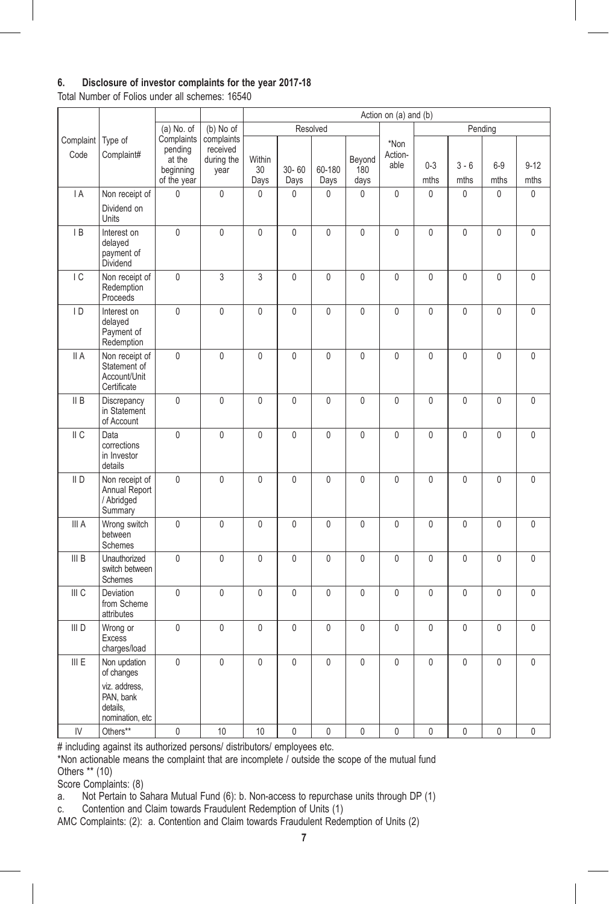## 6. Disclosure of investor complaints for the year 2017-18

Total Number of Folios under all schemes: 16540

| Complaint Code | Type of Complaint# | (a) No. of Complaints pending at the beginning of the year | (b) No of complaints received during the year | Action on (a) and (b) | | | | | | | | |
|---|---|---|---|---|---|---|---|---|---|---|---|---|
| | | | | Resolved | | | | *Non Action-able | Pending | | | |
| | | | | Within 30 Days | 30- 60 Days | 60-180 Days | Beyond 180 days | | 0-3 mths | 3 - 6 mths | 6-9 mths | 9-12 mths |
| I A | Non receipt of Dividend on Units | 0 | 0 | 0 | 0 | 0 | 0 | 0 | 0 | 0 | 0 | 0 |
| I B | Interest on delayed payment of Dividend | 0 | 0 | 0 | 0 | 0 | 0 | 0 | 0 | 0 | 0 | 0 |
| I C | Non receipt of Redemption Proceeds | 0 | 3 | 3 | 0 | 0 | 0 | 0 | 0 | 0 | 0 | 0 |
| I D | Interest on delayed Payment of Redemption | 0 | 0 | 0 | 0 | 0 | 0 | 0 | 0 | 0 | 0 | 0 |
| II A | Non receipt of Statement of Account/Unit Certificate | 0 | 0 | 0 | 0 | 0 | 0 | 0 | 0 | 0 | 0 | 0 |
| II B | Discrepancy in Statement of Account | 0 | 0 | 0 | 0 | 0 | 0 | 0 | 0 | 0 | 0 | 0 |
| II C | Data corrections in Investor details | 0 | 0 | 0 | 0 | 0 | 0 | 0 | 0 | 0 | 0 | 0 |
| II D | Non receipt of Annual Report / Abridged Summary | 0 | 0 | 0 | 0 | 0 | 0 | 0 | 0 | 0 | 0 | 0 |
| III A | Wrong switch between Schemes | 0 | 0 | 0 | 0 | 0 | 0 | 0 | 0 | 0 | 0 | 0 |
| III B | Unauthorized switch between Schemes | 0 | 0 | 0 | 0 | 0 | 0 | 0 | 0 | 0 | 0 | 0 |
| III C | Deviation from Scheme attributes | 0 | 0 | 0 | 0 | 0 | 0 | 0 | 0 | 0 | 0 | 0 |
| III D | Wrong or Excess charges/load | 0 | 0 | 0 | 0 | 0 | 0 | 0 | 0 | 0 | 0 | 0 |
| III E | Non updation of changes viz. address, PAN, bank details, nomination, etc | 0 | 0 | 0 | 0 | 0 | 0 | 0 | 0 | 0 | 0 | 0 |
| IV | Others** | 0 | 10 | 10 | 0 | 0 | 0 | 0 | 0 | 0 | 0 | 0 |

# including against its authorized persons/ distributors/ employees etc.

*Non actionable means the complaint that are incomplete / outside the scope of the mutual fund

Others ** (10)

Score Complaints: (8)

a. Not Pertain to Sahara Mutual Fund (6): b. Non-access to repurchase units through DP (1)

c. Contention and Claim towards Fraudulent Redemption of Units (1)

AMC Complaints: (2): a. Contention and Claim towards Fraudulent Redemption of Units (2)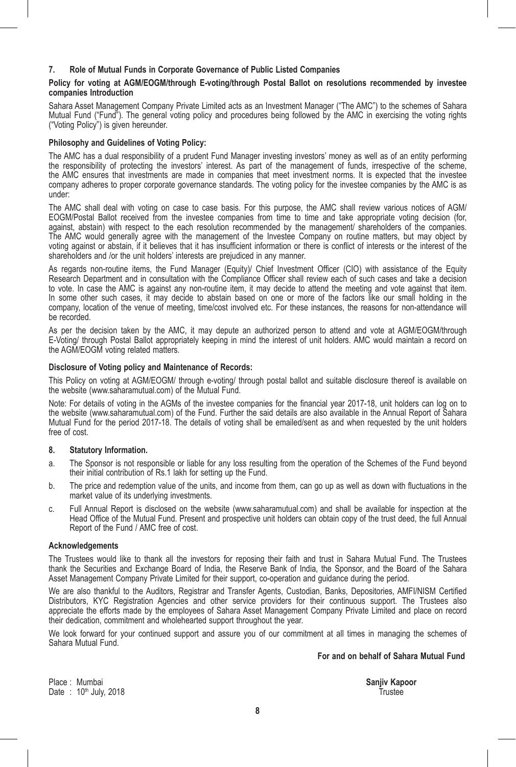## 7. Role of Mutual Funds in Corporate Governance of Public Listed Companies

**Policy for voting at AGM/EOGM/through E-voting/through Postal Ballot on resolutions recommended by investee companies Introduction**

Sahara Asset Management Company Private Limited acts as an Investment Manager ("The AMC") to the schemes of Sahara Mutual Fund ("Fund"). The general voting policy and procedures being followed by the AMC in exercising the voting rights ("Voting Policy") is given hereunder.

**Philosophy and Guidelines of Voting Policy:**

The AMC has a dual responsibility of a prudent Fund Manager investing investors' money as well as of an entity performing the responsibility of protecting the investors' interest. As part of the management of funds, irrespective of the scheme, the AMC ensures that investments are made in companies that meet investment norms. It is expected that the investee company adheres to proper corporate governance standards. The voting policy for the investee companies by the AMC is as under:

The AMC shall deal with voting on case to case basis. For this purpose, the AMC shall review various notices of AGM/ EOGM/Postal Ballot received from the investee companies from time to time and take appropriate voting decision (for, against, abstain) with respect to the each resolution recommended by the management/ shareholders of the companies. The AMC would generally agree with the management of the Investee Company on routine matters, but may object by voting against or abstain, if it believes that it has insufficient information or there is conflict of interests or the interest of the shareholders and /or the unit holders' interests are prejudiced in any manner.

As regards non-routine items, the Fund Manager (Equity)/ Chief Investment Officer (CIO) with assistance of the Equity Research Department and in consultation with the Compliance Officer shall review each of such cases and take a decision to vote. In case the AMC is against any non-routine item, it may decide to attend the meeting and vote against that item. In some other such cases, it may decide to abstain based on one or more of the factors like our small holding in the company, location of the venue of meeting, time/cost involved etc. For these instances, the reasons for non-attendance will be recorded.

As per the decision taken by the AMC, it may depute an authorized person to attend and vote at AGM/EOGM/through E-Voting/ through Postal Ballot appropriately keeping in mind the interest of unit holders. AMC would maintain a record on the AGM/EOGM voting related matters.

**Disclosure of Voting policy and Maintenance of Records:**

This Policy on voting at AGM/EOGM/ through e-voting/ through postal ballot and suitable disclosure thereof is available on the website (www.saharamutual.com) of the Mutual Fund.

Note: For details of voting in the AGMs of the investee companies for the financial year 2017-18, unit holders can log on to the website (www.saharamutual.com) of the Fund. Further the said details are also available in the Annual Report of Sahara Mutual Fund for the period 2017-18. The details of voting shall be emailed/sent as and when requested by the unit holders free of cost.

## 8. Statutory Information.

a. The Sponsor is not responsible or liable for any loss resulting from the operation of the Schemes of the Fund beyond their initial contribution of Rs.1 lakh for setting up the Fund.

b. The price and redemption value of the units, and income from them, can go up as well as down with fluctuations in the market value of its underlying investments.

c. Full Annual Report is disclosed on the website (www.saharamutual.com) and shall be available for inspection at the Head Office of the Mutual Fund. Present and prospective unit holders can obtain copy of the trust deed, the full Annual Report of the Fund / AMC free of cost.

**Acknowledgements**

The Trustees would like to thank all the investors for reposing their faith and trust in Sahara Mutual Fund. The Trustees thank the Securities and Exchange Board of India, the Reserve Bank of India, the Sponsor, and the Board of the Sahara Asset Management Company Private Limited for their support, co-operation and guidance during the period.

We are also thankful to the Auditors, Registrar and Transfer Agents, Custodian, Banks, Depositories, AMFI/NISM Certified Distributors, KYC Registration Agencies and other service providers for their continuous support. The Trustees also appreciate the efforts made by the employees of Sahara Asset Management Company Private Limited and place on record their dedication, commitment and wholehearted support throughout the year.

We look forward for your continued support and assure you of our commitment at all times in managing the schemes of Sahara Mutual Fund.

**For and on behalf of Sahara Mutual Fund**

Place : Mumbai
Date : 10th July, 2018

**Sanjiv Kapoor**
Trustee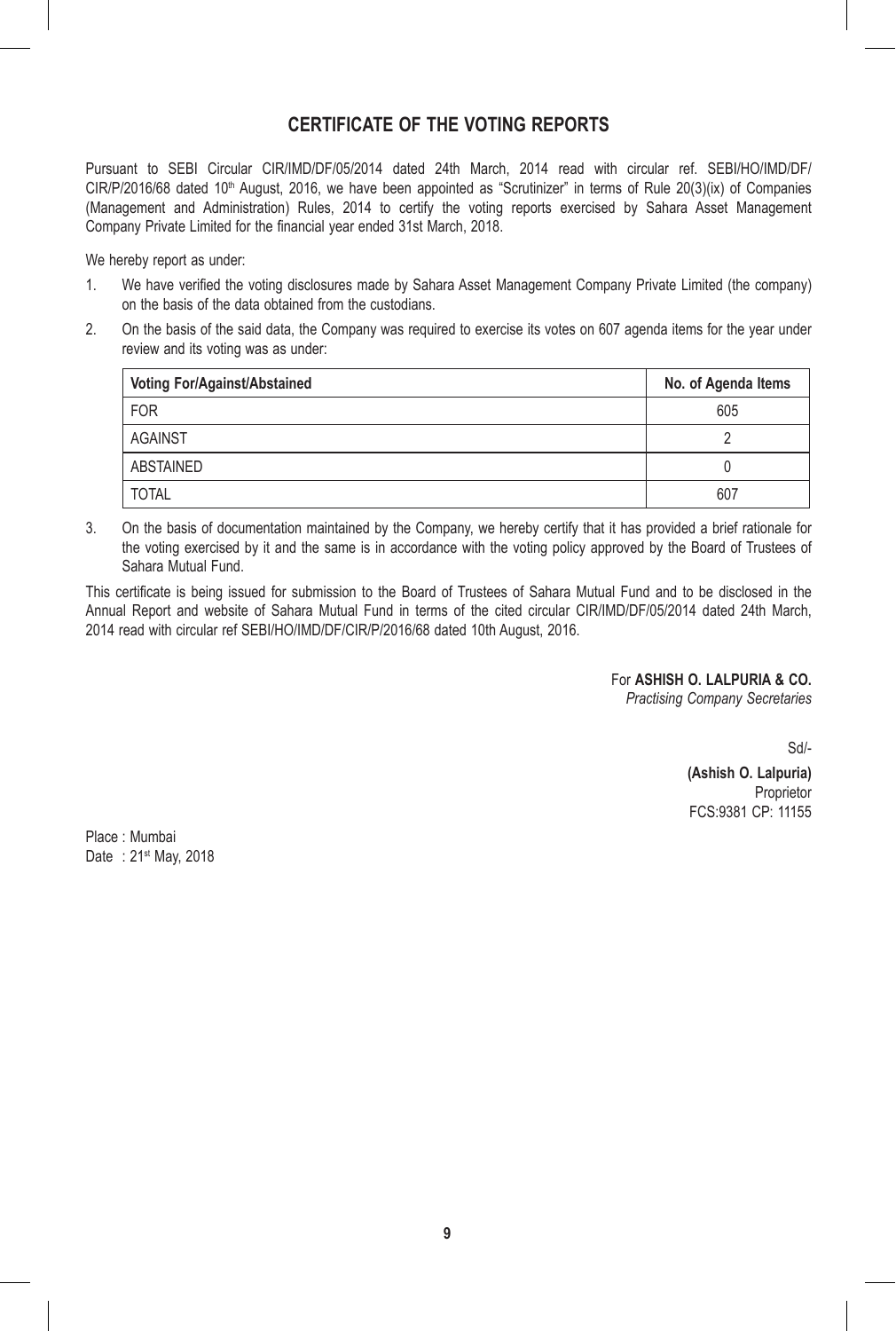## CERTIFICATE OF THE VOTING REPORTS

Pursuant to SEBI Circular CIR/IMD/DF/05/2014 dated 24th March, 2014 read with circular ref. SEBI/HO/IMD/DF/CIR/P/2016/68 dated 10th August, 2016, we have been appointed as "Scrutinizer" in terms of Rule 20(3)(ix) of Companies (Management and Administration) Rules, 2014 to certify the voting reports exercised by Sahara Asset Management Company Private Limited for the financial year ended 31st March, 2018.

We hereby report as under:

1. We have verified the voting disclosures made by Sahara Asset Management Company Private Limited (the company) on the basis of the data obtained from the custodians.
2. On the basis of the said data, the Company was required to exercise its votes on 607 agenda items for the year under review and its voting was as under:

| Voting For/Against/Abstained | No. of Agenda Items |
|---|---|
| FOR | 605 |
| AGAINST | 2 |
| ABSTAINED | 0 |
| TOTAL | 607 |

3. On the basis of documentation maintained by the Company, we hereby certify that it has provided a brief rationale for the voting exercised by it and the same is in accordance with the voting policy approved by the Board of Trustees of Sahara Mutual Fund.

This certificate is being issued for submission to the Board of Trustees of Sahara Mutual Fund and to be disclosed in the Annual Report and website of Sahara Mutual Fund in terms of the cited circular CIR/IMD/DF/05/2014 dated 24th March, 2014 read with circular ref SEBI/HO/IMD/DF/CIR/P/2016/68 dated 10th August, 2016.

For **ASHISH O. LALPURIA & CO.**
*Practising Company Secretaries*

Sd/-

**(Ashish O. Lalpuria)**
Proprietor
FCS:9381 CP: 11155

Place : Mumbai
Date : 21st May, 2018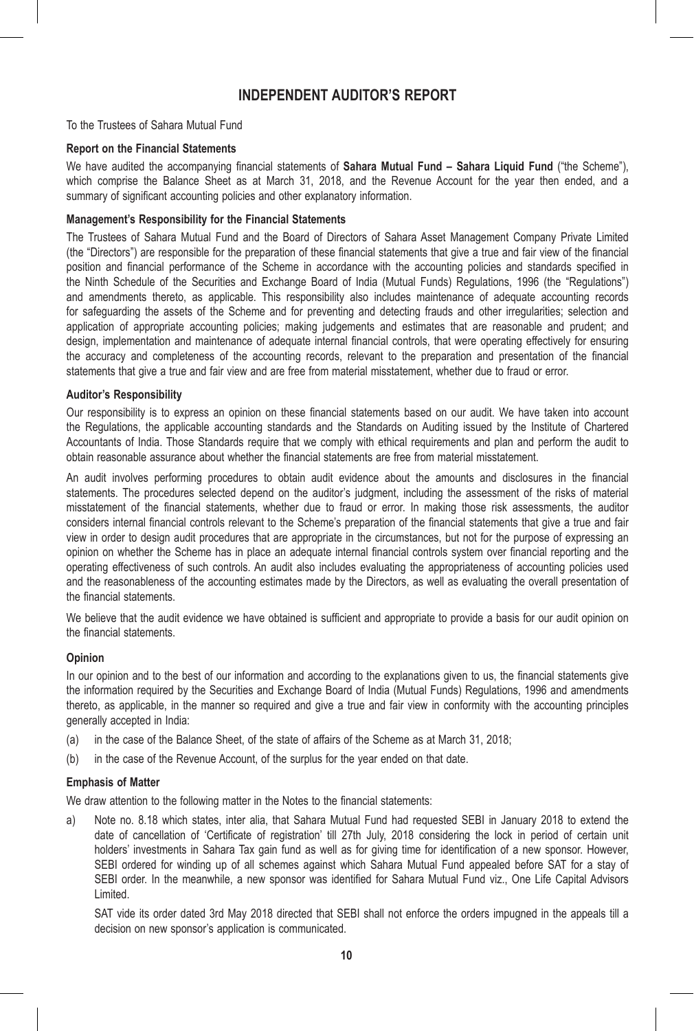# INDEPENDENT AUDITOR'S REPORT

To the Trustees of Sahara Mutual Fund

**Report on the Financial Statements**

We have audited the accompanying financial statements of **Sahara Mutual Fund – Sahara Liquid Fund** ("the Scheme"), which comprise the Balance Sheet as at March 31, 2018, and the Revenue Account for the year then ended, and a summary of significant accounting policies and other explanatory information.

**Management's Responsibility for the Financial Statements**

The Trustees of Sahara Mutual Fund and the Board of Directors of Sahara Asset Management Company Private Limited (the "Directors") are responsible for the preparation of these financial statements that give a true and fair view of the financial position and financial performance of the Scheme in accordance with the accounting policies and standards specified in the Ninth Schedule of the Securities and Exchange Board of India (Mutual Funds) Regulations, 1996 (the "Regulations") and amendments thereto, as applicable. This responsibility also includes maintenance of adequate accounting records for safeguarding the assets of the Scheme and for preventing and detecting frauds and other irregularities; selection and application of appropriate accounting policies; making judgements and estimates that are reasonable and prudent; and design, implementation and maintenance of adequate internal financial controls, that were operating effectively for ensuring the accuracy and completeness of the accounting records, relevant to the preparation and presentation of the financial statements that give a true and fair view and are free from material misstatement, whether due to fraud or error.

**Auditor's Responsibility**

Our responsibility is to express an opinion on these financial statements based on our audit. We have taken into account the Regulations, the applicable accounting standards and the Standards on Auditing issued by the Institute of Chartered Accountants of India. Those Standards require that we comply with ethical requirements and plan and perform the audit to obtain reasonable assurance about whether the financial statements are free from material misstatement.

An audit involves performing procedures to obtain audit evidence about the amounts and disclosures in the financial statements. The procedures selected depend on the auditor's judgment, including the assessment of the risks of material misstatement of the financial statements, whether due to fraud or error. In making those risk assessments, the auditor considers internal financial controls relevant to the Scheme's preparation of the financial statements that give a true and fair view in order to design audit procedures that are appropriate in the circumstances, but not for the purpose of expressing an opinion on whether the Scheme has in place an adequate internal financial controls system over financial reporting and the operating effectiveness of such controls. An audit also includes evaluating the appropriateness of accounting policies used and the reasonableness of the accounting estimates made by the Directors, as well as evaluating the overall presentation of the financial statements.

We believe that the audit evidence we have obtained is sufficient and appropriate to provide a basis for our audit opinion on the financial statements.

**Opinion**

In our opinion and to the best of our information and according to the explanations given to us, the financial statements give the information required by the Securities and Exchange Board of India (Mutual Funds) Regulations, 1996 and amendments thereto, as applicable, in the manner so required and give a true and fair view in conformity with the accounting principles generally accepted in India:

(a) in the case of the Balance Sheet, of the state of affairs of the Scheme as at March 31, 2018;

(b) in the case of the Revenue Account, of the surplus for the year ended on that date.

**Emphasis of Matter**

We draw attention to the following matter in the Notes to the financial statements:

a) Note no. 8.18 which states, inter alia, that Sahara Mutual Fund had requested SEBI in January 2018 to extend the date of cancellation of 'Certificate of registration' till 27th July, 2018 considering the lock in period of certain unit holders' investments in Sahara Tax gain fund as well as for giving time for identification of a new sponsor. However, SEBI ordered for winding up of all schemes against which Sahara Mutual Fund appealed before SAT for a stay of SEBI order. In the meanwhile, a new sponsor was identified for Sahara Mutual Fund viz., One Life Capital Advisors Limited.

   SAT vide its order dated 3rd May 2018 directed that SEBI shall not enforce the orders impugned in the appeals till a decision on new sponsor's application is communicated.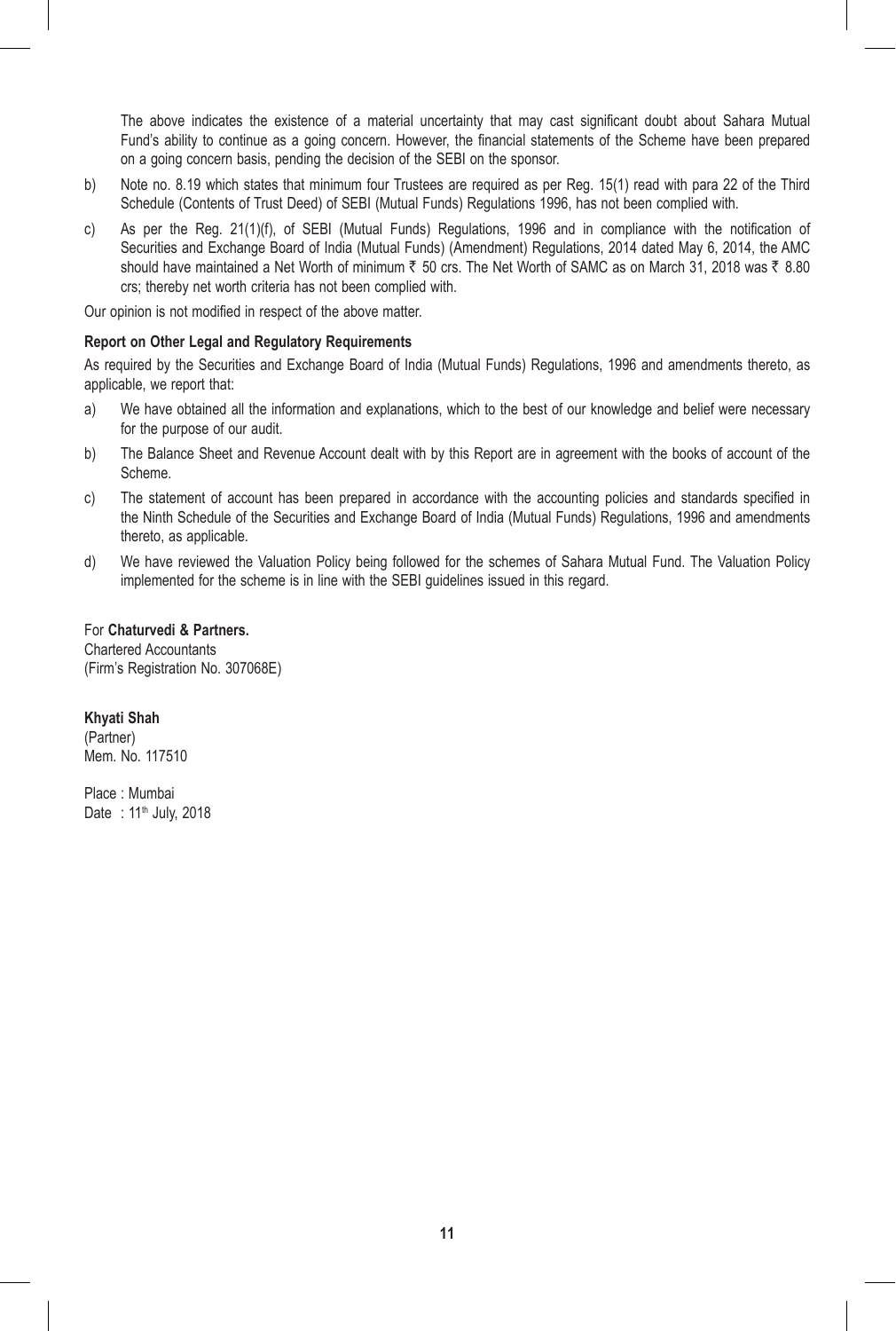The above indicates the existence of a material uncertainty that may cast significant doubt about Sahara Mutual Fund's ability to continue as a going concern. However, the financial statements of the Scheme have been prepared on a going concern basis, pending the decision of the SEBI on the sponsor.

b) Note no. 8.19 which states that minimum four Trustees are required as per Reg. 15(1) read with para 22 of the Third Schedule (Contents of Trust Deed) of SEBI (Mutual Funds) Regulations 1996, has not been complied with.

c) As per the Reg. 21(1)(f), of SEBI (Mutual Funds) Regulations, 1996 and in compliance with the notification of Securities and Exchange Board of India (Mutual Funds) (Amendment) Regulations, 2014 dated May 6, 2014, the AMC should have maintained a Net Worth of minimum ₹ 50 crs. The Net Worth of SAMC as on March 31, 2018 was ₹ 8.80 crs; thereby net worth criteria has not been complied with.

Our opinion is not modified in respect of the above matter.

**Report on Other Legal and Regulatory Requirements**

As required by the Securities and Exchange Board of India (Mutual Funds) Regulations, 1996 and amendments thereto, as applicable, we report that:

a) We have obtained all the information and explanations, which to the best of our knowledge and belief were necessary for the purpose of our audit.

b) The Balance Sheet and Revenue Account dealt with by this Report are in agreement with the books of account of the Scheme.

c) The statement of account has been prepared in accordance with the accounting policies and standards specified in the Ninth Schedule of the Securities and Exchange Board of India (Mutual Funds) Regulations, 1996 and amendments thereto, as applicable.

d) We have reviewed the Valuation Policy being followed for the schemes of Sahara Mutual Fund. The Valuation Policy implemented for the scheme is in line with the SEBI guidelines issued in this regard.

For **Chaturvedi & Partners.**
Chartered Accountants
(Firm's Registration No. 307068E)

**Khyati Shah**
(Partner)
Mem. No. 117510

Place : Mumbai
Date : 11th July, 2018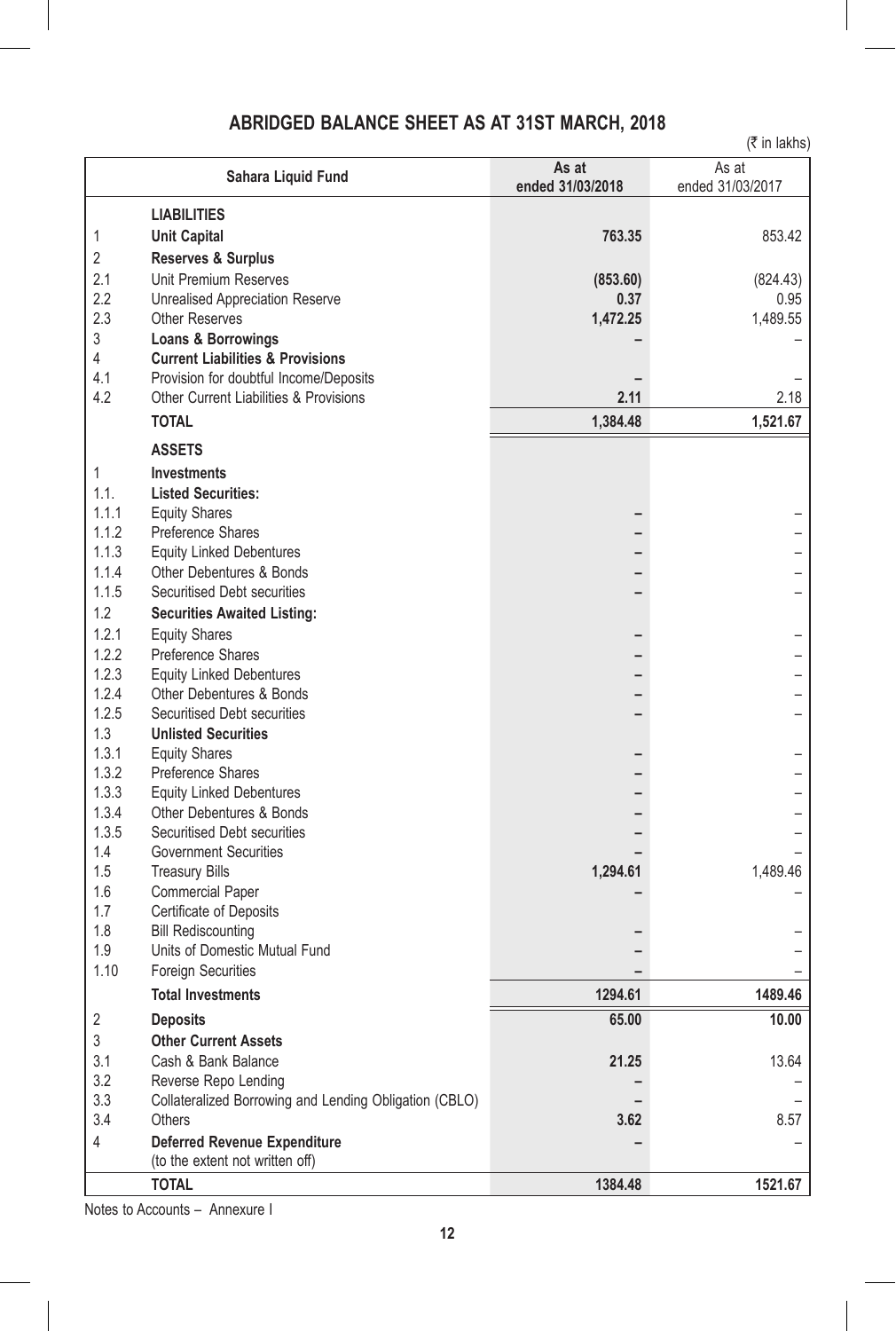# ABRIDGED BALANCE SHEET AS AT 31ST MARCH, 2018

(₹ in lakhs)

| | Sahara Liquid Fund | As at ended 31/03/2018 | As at ended 31/03/2017 |
|---|---|---|---|
| | **LIABILITIES** | | |
| 1 | **Unit Capital** | **763.35** | 853.42 |
| 2 | **Reserves & Surplus** | | |
| 2.1 | Unit Premium Reserves | **(853.60)** | (824.43) |
| 2.2 | Unrealised Appreciation Reserve | **0.37** | 0.95 |
| 2.3 | Other Reserves | **1,472.25** | 1,489.55 |
| 3 | **Loans & Borrowings** | **–** | – |
| 4 | **Current Liabilities & Provisions** | | |
| 4.1 | Provision for doubtful Income/Deposits | **–** | – |
| 4.2 | Other Current Liabilities & Provisions | **2.11** | 2.18 |
| | **TOTAL** | **1,384.48** | **1,521.67** |
| | **ASSETS** | | |
| 1 | **Investments** | | |
| 1.1. | **Listed Securities:** | | |
| 1.1.1 | Equity Shares | **–** | – |
| 1.1.2 | Preference Shares | **–** | – |
| 1.1.3 | Equity Linked Debentures | **–** | – |
| 1.1.4 | Other Debentures & Bonds | **–** | – |
| 1.1.5 | Securitised Debt securities | **–** | – |
| 1.2 | **Securities Awaited Listing:** | | |
| 1.2.1 | Equity Shares | **–** | – |
| 1.2.2 | Preference Shares | **–** | – |
| 1.2.3 | Equity Linked Debentures | **–** | – |
| 1.2.4 | Other Debentures & Bonds | **–** | – |
| 1.2.5 | Securitised Debt securities | **–** | – |
| 1.3 | **Unlisted Securities** | | |
| 1.3.1 | Equity Shares | **–** | – |
| 1.3.2 | Preference Shares | **–** | – |
| 1.3.3 | Equity Linked Debentures | **–** | – |
| 1.3.4 | Other Debentures & Bonds | **–** | – |
| 1.3.5 | Securitised Debt securities | **–** | – |
| 1.4 | Government Securities | **–** | – |
| 1.5 | Treasury Bills | **1,294.61** | 1,489.46 |
| 1.6 | Commercial Paper | **–** | – |
| 1.7 | Certificate of Deposits | | |
| 1.8 | Bill Rediscounting | **–** | – |
| 1.9 | Units of Domestic Mutual Fund | **–** | – |
| 1.10 | Foreign Securities | **–** | – |
| | **Total Investments** | **1294.61** | **1489.46** |
| 2 | **Deposits** | **65.00** | **10.00** |
| 3 | **Other Current Assets** | | |
| 3.1 | Cash & Bank Balance | **21.25** | 13.64 |
| 3.2 | Reverse Repo Lending | **–** | – |
| 3.3 | Collateralized Borrowing and Lending Obligation (CBLO) | **–** | – |
| 3.4 | Others | **3.62** | 8.57 |
| 4 | **Deferred Revenue Expenditure** (to the extent not written off) | **–** | – |
| | **TOTAL** | **1384.48** | **1521.67** |

Notes to Accounts – Annexure I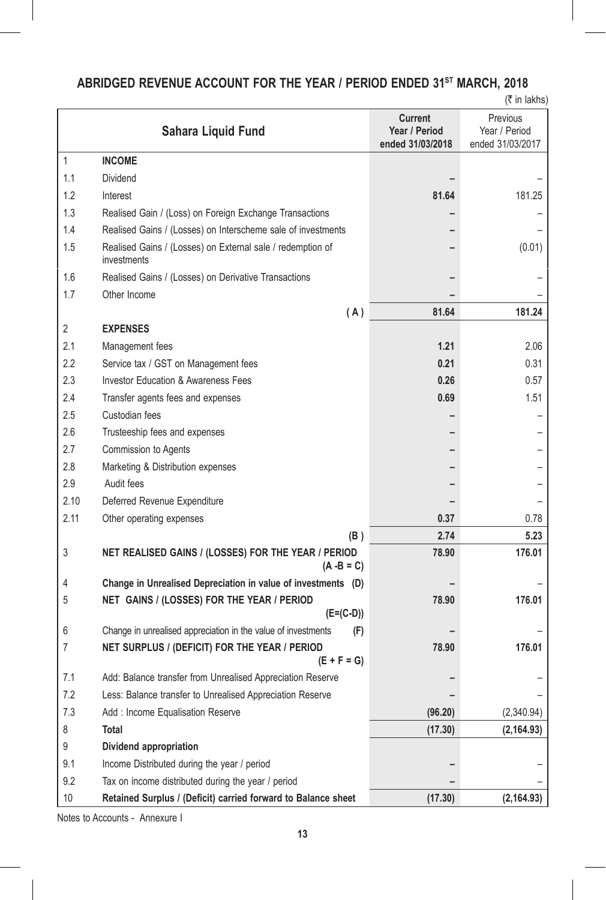## ABRIDGED REVENUE ACCOUNT FOR THE YEAR / PERIOD ENDED 31[ST] MARCH, 2018

(₹ in lakhs)

| | Sahara Liquid Fund | Current Year / Period ended 31/03/2018 | Previous Year / Period ended 31/03/2017 |
|---|---|---|---|
| 1 | **INCOME** | | |
| 1.1 | Dividend | – | – |
| 1.2 | Interest | **81.64** | 181.25 |
| 1.3 | Realised Gain / (Loss) on Foreign Exchange Transactions | – | – |
| 1.4 | Realised Gains / (Losses) on Interscheme sale of investments | – | – |
| 1.5 | Realised Gains / (Losses) on External sale / redemption of investments | – | (0.01) |
| 1.6 | Realised Gains / (Losses) on Derivative Transactions | – | – |
| 1.7 | Other Income | – | – |
| | (A) | **81.64** | **181.24** |
| 2 | **EXPENSES** | | |
| 2.1 | Management fees | **1.21** | 2.06 |
| 2.2 | Service tax / GST on Management fees | **0.21** | 0.31 |
| 2.3 | Investor Education & Awareness Fees | **0.26** | 0.57 |
| 2.4 | Transfer agents fees and expenses | **0.69** | 1.51 |
| 2.5 | Custodian fees | – | – |
| 2.6 | Trusteeship fees and expenses | – | – |
| 2.7 | Commission to Agents | – | – |
| 2.8 | Marketing & Distribution expenses | – | – |
| 2.9 | Audit fees | – | – |
| 2.10 | Deferred Revenue Expenditure | – | – |
| 2.11 | Other operating expenses | **0.37** | 0.78 |
| | (B) | **2.74** | **5.23** |
| 3 | **NET REALISED GAINS / (LOSSES) FOR THE YEAR / PERIOD (A -B = C)** | **78.90** | **176.01** |
| 4 | **Change in Unrealised Depreciation in value of investments (D)** | – | – |
| 5 | **NET GAINS / (LOSSES) FOR THE YEAR / PERIOD (E=(C-D))** | **78.90** | **176.01** |
| 6 | Change in unrealised appreciation in the value of investments (F) | – | – |
| 7 | **NET SURPLUS / (DEFICIT) FOR THE YEAR / PERIOD (E + F = G)** | **78.90** | **176.01** |
| 7.1 | Add: Balance transfer from Unrealised Appreciation Reserve | – | – |
| 7.2 | Less: Balance transfer to Unrealised Appreciation Reserve | – | – |
| 7.3 | Add : Income Equalisation Reserve | **(96.20)** | (2,340.94) |
| 8 | **Total** | **(17.30)** | **(2,164.93)** |
| 9 | **Dividend appropriation** | | |
| 9.1 | Income Distributed during the year / period | – | – |
| 9.2 | Tax on income distributed during the year / period | – | – |
| 10 | **Retained Surplus / (Deficit) carried forward to Balance sheet** | **(17.30)** | **(2,164.93)** |

Notes to Accounts - Annexure I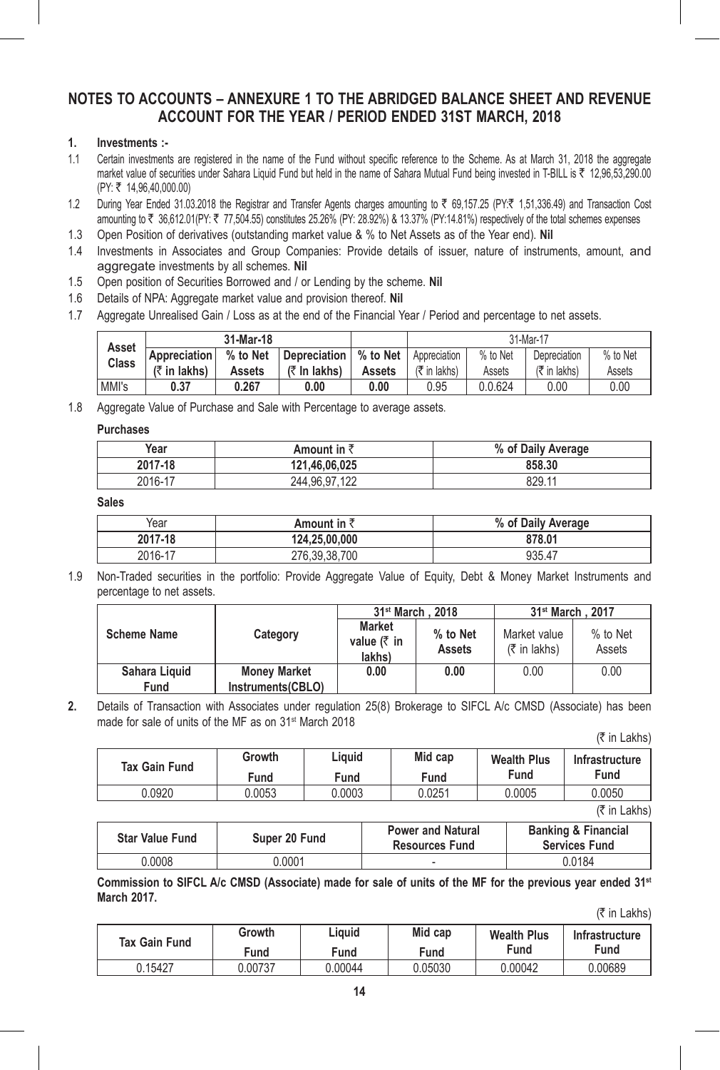# NOTES TO ACCOUNTS – ANNEXURE 1 TO THE ABRIDGED BALANCE SHEET AND REVENUE ACCOUNT FOR THE YEAR / PERIOD ENDED 31ST MARCH, 2018

**1. Investments :-**

1.1 Certain investments are registered in the name of the Fund without specific reference to the Scheme. As at March 31, 2018 the aggregate market value of securities under Sahara Liquid Fund but held in the name of Sahara Mutual Fund being invested in T-BILL is ₹ 12,96,53,290.00 (PY: ₹ 14,96,40,000.00)

1.2 During Year Ended 31.03.2018 the Registrar and Transfer Agents charges amounting to ₹ 69,157.25 (PY:₹ 1,51,336.49) and Transaction Cost amounting to ₹ 36,612.01(PY: ₹ 77,504.55) constitutes 25.26% (PY: 28.92%) & 13.37% (PY:14.81%) respectively of the total schemes expenses

1.3 Open Position of derivatives (outstanding market value & % to Net Assets as of the Year end). **Nil**

1.4 Investments in Associates and Group Companies: Provide details of issuer, nature of instruments, amount, and aggregate investments by all schemes. **Nil**

1.5 Open position of Securities Borrowed and / or Lending by the scheme. **Nil**

1.6 Details of NPA: Aggregate market value and provision thereof. **Nil**

1.7 Aggregate Unrealised Gain / Loss as at the end of the Financial Year / Period and percentage to net assets.

| Asset Class | 31-Mar-18 | | | | 31-Mar-17 | | | |
|---|---|---|---|---|---|---|---|---|
| | **Appreciation (₹ in lakhs)** | **% to Net Assets** | **Depreciation (₹ In lakhs)** | **% to Net Assets** | Appreciation (₹ in lakhs) | % to Net Assets | Depreciation (₹ in lakhs) | % to Net Assets |
| MMI's | **0.37** | **0.267** | **0.00** | **0.00** | 0.95 | 0.0.624 | 0.00 | 0.00 |

1.8 Aggregate Value of Purchase and Sale with Percentage to average assets.

**Purchases**

| Year | Amount in ₹ | % of Daily Average |
|---|---|---|
| **2017-18** | **121,46,06,025** | **858.30** |
| 2016-17 | 244,96,97,122 | 829.11 |

**Sales**

| Year | Amount in ₹ | % of Daily Average |
|---|---|---|
| **2017-18** | **124,25,00,000** | **878.01** |
| 2016-17 | 276,39,38,700 | 935.47 |

1.9 Non-Traded securities in the portfolio: Provide Aggregate Value of Equity, Debt & Money Market Instruments and percentage to net assets.

| Scheme Name | Category | 31st March , 2018 | | 31st March , 2017 | |
|---|---|---|---|---|---|
| | | **Market value (₹ in lakhs)** | **% to Net Assets** | Market value (₹ in lakhs) | % to Net Assets |
| **Sahara Liquid Fund** | **Money Market Instruments(CBLO)** | **0.00** | **0.00** | 0.00 | 0.00 |

**2.** Details of Transaction with Associates under regulation 25(8) Brokerage to SIFCL A/c CMSD (Associate) has been made for sale of units of the MF as on 31st March 2018

(₹ in Lakhs)

| Tax Gain Fund | Growth Fund | Liquid Fund | Mid cap Fund | Wealth Plus Fund | Infrastructure Fund |
|---|---|---|---|---|---|
| 0.0920 | 0.0053 | 0.0003 | 0.0251 | 0.0005 | 0.0050 |

(₹ in Lakhs)

| Star Value Fund | Super 20 Fund | Power and Natural Resources Fund | Banking & Financial Services Fund |
|---|---|---|---|
| 0.0008 | 0.0001 | - | 0.0184 |

**Commission to SIFCL A/c CMSD (Associate) made for sale of units of the MF for the previous year ended 31st March 2017.**

(₹ in Lakhs)

| Tax Gain Fund | Growth Fund | Liquid Fund | Mid cap Fund | Wealth Plus Fund | Infrastructure Fund |
|---|---|---|---|---|---|
| 0.15427 | 0.00737 | 0.00044 | 0.05030 | 0.00042 | 0.00689 |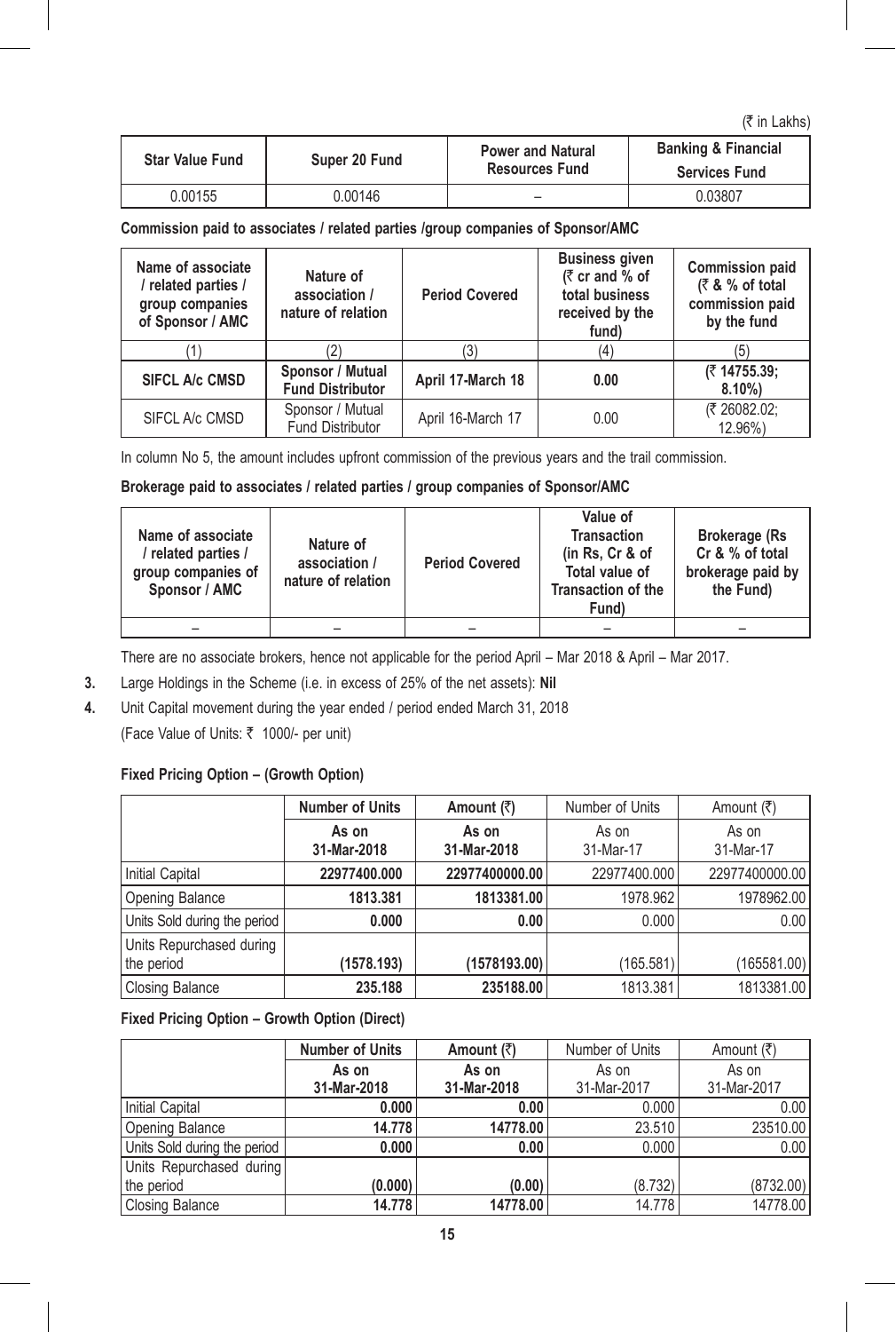(₹ in Lakhs)

| Star Value Fund | Super 20 Fund | Power and Natural Resources Fund | Banking & Financial Services Fund |
|---|---|---|---|
| 0.00155 | 0.00146 | – | 0.03807 |

**Commission paid to associates / related parties /group companies of Sponsor/AMC**

| Name of associate / related parties / group companies of Sponsor / AMC | Nature of association / nature of relation | Period Covered | Business given (₹ cr and % of total business received by the fund) | Commission paid (₹ & % of total commission paid by the fund |
|---|---|---|---|---|
| (1) | (2) | (3) | (4) | (5) |
| **SIFCL A/c CMSD** | **Sponsor / Mutual Fund Distributor** | **April 17-March 18** | **0.00** | **(₹ 14755.39; 8.10%)** |
| SIFCL A/c CMSD | Sponsor / Mutual Fund Distributor | April 16-March 17 | 0.00 | (₹ 26082.02; 12.96%) |

In column No 5, the amount includes upfront commission of the previous years and the trail commission.

**Brokerage paid to associates / related parties / group companies of Sponsor/AMC**

| Name of associate / related parties / group companies of Sponsor / AMC | Nature of association / nature of relation | Period Covered | Value of Transaction (in Rs, Cr & of Total value of Transaction of the Fund) | Brokerage (Rs Cr & % of total brokerage paid by the Fund) |
|---|---|---|---|---|
| – | – | – | – | – |

There are no associate brokers, hence not applicable for the period April – Mar 2018 & April – Mar 2017.

3. Large Holdings in the Scheme (i.e. in excess of 25% of the net assets): **Nil**

4. Unit Capital movement during the year ended / period ended March 31, 2018

   (Face Value of Units: ₹ 1000/- per unit)

**Fixed Pricing Option – (Growth Option)**

| | **Number of Units** | **Amount (₹)** | Number of Units | Amount (₹) |
|---|---|---|---|---|
| | **As on 31-Mar-2018** | **As on 31-Mar-2018** | As on 31-Mar-17 | As on 31-Mar-17 |
| Initial Capital | **22977400.000** | **22977400000.00** | 22977400.000 | 22977400000.00 |
| Opening Balance | **1813.381** | **1813381.00** | 1978.962 | 1978962.00 |
| Units Sold during the period | **0.000** | **0.00** | 0.000 | 0.00 |
| Units Repurchased during the period | **(1578.193)** | **(1578193.00)** | (165.581) | (165581.00) |
| Closing Balance | **235.188** | **235188.00** | 1813.381 | 1813381.00 |

**Fixed Pricing Option – Growth Option (Direct)**

| | **Number of Units** | **Amount (₹)** | Number of Units | Amount (₹) |
|---|---|---|---|---|
| | **As on 31-Mar-2018** | **As on 31-Mar-2018** | As on 31-Mar-2017 | As on 31-Mar-2017 |
| Initial Capital | **0.000** | **0.00** | 0.000 | 0.00 |
| Opening Balance | **14.778** | **14778.00** | 23.510 | 23510.00 |
| Units Sold during the period | **0.000** | **0.00** | 0.000 | 0.00 |
| Units Repurchased during the period | **(0.000)** | **(0.00)** | (8.732) | (8732.00) |
| Closing Balance | **14.778** | **14778.00** | 14.778 | 14778.00 |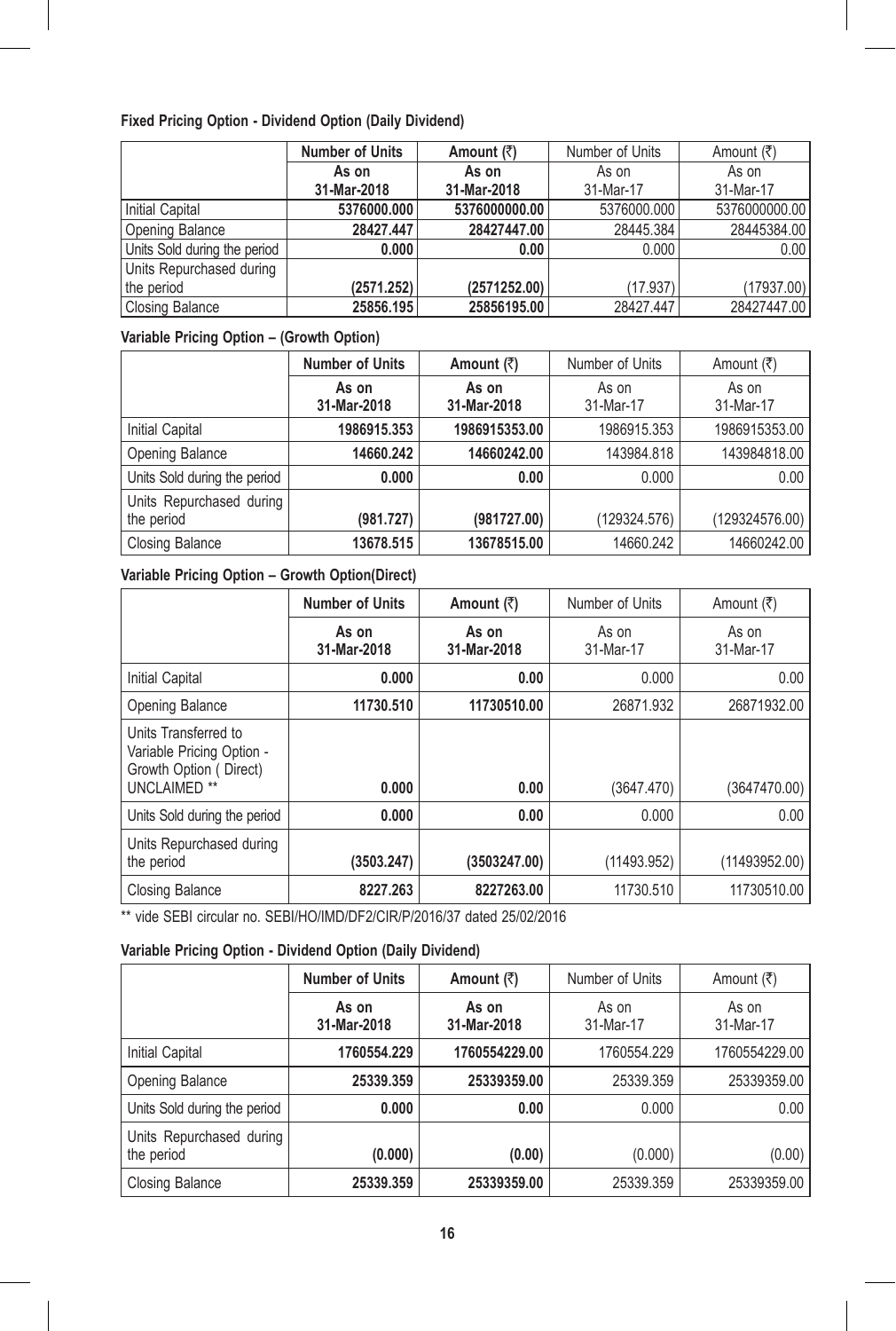**Fixed Pricing Option - Dividend Option (Daily Dividend)**

| | Number of Units | Amount (₹) | Number of Units | Amount (₹) |
|---|---|---|---|---|
| | As on 31-Mar-2018 | As on 31-Mar-2018 | As on 31-Mar-17 | As on 31-Mar-17 |
| Initial Capital | 5376000.000 | 5376000000.00 | 5376000.000 | 5376000000.00 |
| Opening Balance | 28427.447 | 28427447.00 | 28445.384 | 28445384.00 |
| Units Sold during the period | 0.000 | 0.00 | 0.000 | 0.00 |
| Units Repurchased during the period | (2571.252) | (2571252.00) | (17.937) | (17937.00) |
| Closing Balance | 25856.195 | 25856195.00 | 28427.447 | 28427447.00 |

**Variable Pricing Option – (Growth Option)**

| | Number of Units | Amount (₹) | Number of Units | Amount (₹) |
|---|---|---|---|---|
| | As on 31-Mar-2018 | As on 31-Mar-2018 | As on 31-Mar-17 | As on 31-Mar-17 |
| Initial Capital | 1986915.353 | 1986915353.00 | 1986915.353 | 1986915353.00 |
| Opening Balance | 14660.242 | 14660242.00 | 143984.818 | 143984818.00 |
| Units Sold during the period | 0.000 | 0.00 | 0.000 | 0.00 |
| Units Repurchased during the period | (981.727) | (981727.00) | (129324.576) | (129324576.00) |
| Closing Balance | 13678.515 | 13678515.00 | 14660.242 | 14660242.00 |

**Variable Pricing Option – Growth Option(Direct)**

| | Number of Units | Amount (₹) | Number of Units | Amount (₹) |
|---|---|---|---|---|
| | As on 31-Mar-2018 | As on 31-Mar-2018 | As on 31-Mar-17 | As on 31-Mar-17 |
| Initial Capital | 0.000 | 0.00 | 0.000 | 0.00 |
| Opening Balance | 11730.510 | 11730510.00 | 26871.932 | 26871932.00 |
| Units Transferred to Variable Pricing Option - Growth Option ( Direct) UNCLAIMED ** | 0.000 | 0.00 | (3647.470) | (3647470.00) |
| Units Sold during the period | 0.000 | 0.00 | 0.000 | 0.00 |
| Units Repurchased during the period | (3503.247) | (3503247.00) | (11493.952) | (11493952.00) |
| Closing Balance | 8227.263 | 8227263.00 | 11730.510 | 11730510.00 |

** vide SEBI circular no. SEBI/HO/IMD/DF2/CIR/P/2016/37 dated 25/02/2016

**Variable Pricing Option - Dividend Option (Daily Dividend)**

| | Number of Units | Amount (₹) | Number of Units | Amount (₹) |
|---|---|---|---|---|
| | As on 31-Mar-2018 | As on 31-Mar-2018 | As on 31-Mar-17 | As on 31-Mar-17 |
| Initial Capital | 1760554.229 | 1760554229.00 | 1760554.229 | 1760554229.00 |
| Opening Balance | 25339.359 | 25339359.00 | 25339.359 | 25339359.00 |
| Units Sold during the period | 0.000 | 0.00 | 0.000 | 0.00 |
| Units Repurchased during the period | (0.000) | (0.00) | (0.000) | (0.00) |
| Closing Balance | 25339.359 | 25339359.00 | 25339.359 | 25339359.00 |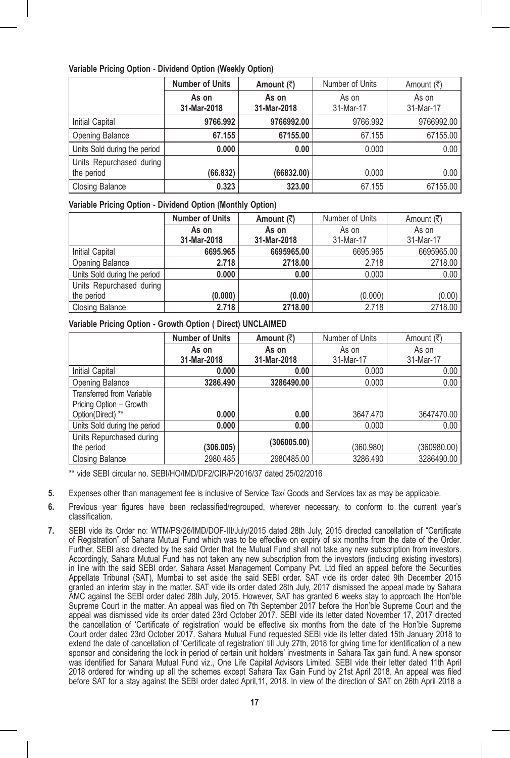**Variable Pricing Option - Dividend Option (Weekly Option)**

| | **Number of Units** | **Amount (₹)** | Number of Units | Amount (₹) |
|---|---|---|---|---|
| | **As on 31-Mar-2018** | **As on 31-Mar-2018** | As on 31-Mar-17 | As on 31-Mar-17 |
| Initial Capital | **9766.992** | **9766992.00** | 9766.992 | 9766992.00 |
| Opening Balance | **67.155** | **67155.00** | 67.155 | 67155.00 |
| Units Sold during the period | **0.000** | **0.00** | 0.000 | 0.00 |
| Units Repurchased during the period | **(66.832)** | **(66832.00)** | 0.000 | 0.00 |
| Closing Balance | **0.323** | **323.00** | 67.155 | 67155.00 |

**Variable Pricing Option - Dividend Option (Monthly Option)**

| | **Number of Units** | **Amount (₹)** | Number of Units | Amount (₹) |
|---|---|---|---|---|
| | **As on 31-Mar-2018** | **As on 31-Mar-2018** | As on 31-Mar-17 | As on 31-Mar-17 |
| Initial Capital | **6695.965** | **6695965.00** | 6695.965 | 6695965.00 |
| Opening Balance | **2.718** | **2718.00** | 2.718 | 2718.00 |
| Units Sold during the period | **0.000** | **0.00** | 0.000 | 0.00 |
| Units Repurchased during the period | **(0.000)** | **(0.00)** | (0.000) | (0.00) |
| Closing Balance | **2.718** | **2718.00** | 2.718 | 2718.00 |

**Variable Pricing Option - Growth Option ( Direct) UNCLAIMED**

| | **Number of Units** | **Amount (₹)** | Number of Units | Amount (₹) |
|---|---|---|---|---|
| | **As on 31-Mar-2018** | **As on 31-Mar-2018** | As on 31-Mar-17 | As on 31-Mar-17 |
| Initial Capital | **0.000** | **0.00** | 0.000 | 0.00 |
| Opening Balance | **3286.490** | **3286490.00** | 0.000 | 0.00 |
| Transferred from Variable Pricing Option – Growth Option(Direct) ** | **0.000** | **0.00** | 3647.470 | 3647470.00 |
| Units Sold during the period | **0.000** | **0.00** | 0.000 | 0.00 |
| Units Repurchased during the period | **(306.005)** | **(306005.00)** | (360.980) | (360980.00) |
| Closing Balance | 2980.485 | 2980485.00 | 3286.490 | 3286490.00 |

** vide SEBI circular no. SEBI/HO/IMD/DF2/CIR/P/2016/37 dated 25/02/2016

**5.** Expenses other than management fee is inclusive of Service Tax/ Goods and Services tax as may be applicable.

**6.** Previous year figures have been reclassified/regrouped, wherever necessary, to conform to the current year's classification.

**7.** SEBI vide its Order no: WTM/PS/26/IMD/DOF-III/July/2015 dated 28th July, 2015 directed cancellation of "Certificate of Registration" of Sahara Mutual Fund which was to be effective on expiry of six months from the date of the Order. Further, SEBI also directed by the said Order that the Mutual Fund shall not take any new subscription from investors. Accordingly, Sahara Mutual Fund has not taken any new subscription from the investors (including existing investors) in line with the said SEBI order. Sahara Asset Management Company Pvt. Ltd filed an appeal before the Securities Appellate Tribunal (SAT), Mumbai to set aside the said SEBI order. SAT vide its order dated 9th December 2015 granted an interim stay in the matter. SAT vide its order dated 28th July, 2017 dismissed the appeal made by Sahara AMC against the SEBI order dated 28th July, 2015. However, SAT has granted 6 weeks stay to approach the Hon'ble Supreme Court in the matter. An appeal was filed on 7th September 2017 before the Hon'ble Supreme Court and the appeal was dismissed vide its order dated 23rd October 2017. SEBI vide its letter dated November 17, 2017 directed the cancellation of 'Certificate of registration' would be effective six months from the date of the Hon'ble Supreme Court order dated 23rd October 2017. Sahara Mutual Fund requested SEBI vide its letter dated 15th January 2018 to extend the date of cancellation of 'Certificate of registration' till July 27th, 2018 for giving time for identification of a new sponsor and considering the lock in period of certain unit holders' investments in Sahara Tax gain fund. A new sponsor was identified for Sahara Mutual Fund viz., One Life Capital Advisors Limited. SEBI vide their letter dated 11th April 2018 ordered for winding up all the schemes except Sahara Tax Gain Fund by 21st April 2018. An appeal was filed before SAT for a stay against the SEBI order dated April,11, 2018. In view of the direction of SAT on 26th April 2018 a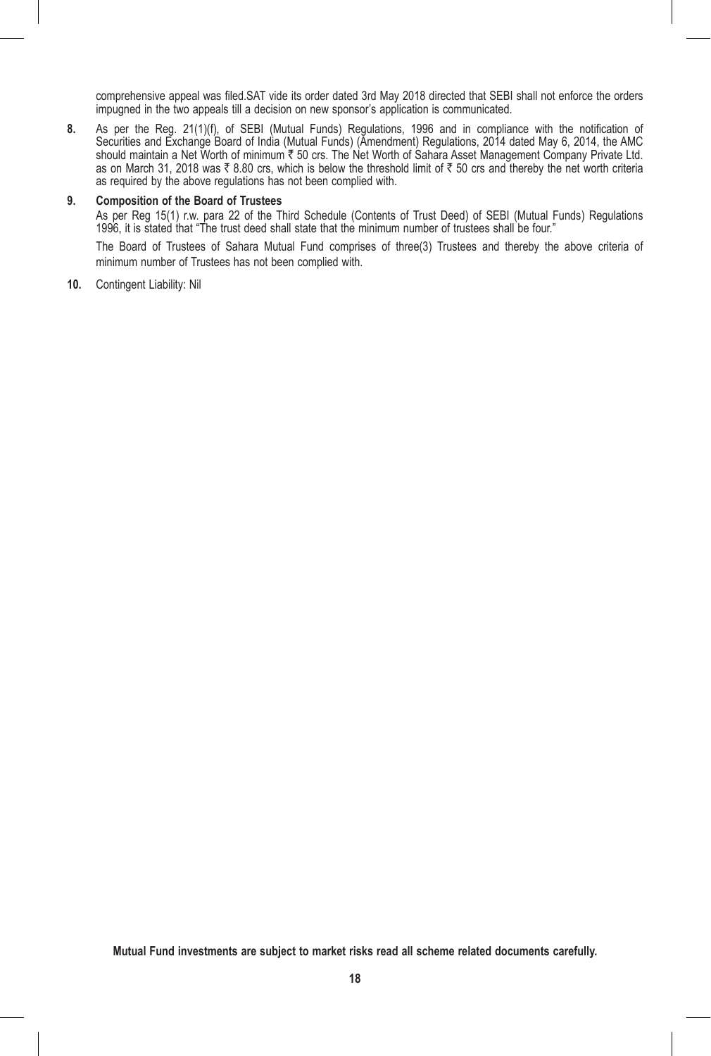comprehensive appeal was filed.SAT vide its order dated 3rd May 2018 directed that SEBI shall not enforce the orders impugned in the two appeals till a decision on new sponsor's application is communicated.

8. As per the Reg. 21(1)(f), of SEBI (Mutual Funds) Regulations, 1996 and in compliance with the notification of Securities and Exchange Board of India (Mutual Funds) (Amendment) Regulations, 2014 dated May 6, 2014, the AMC should maintain a Net Worth of minimum ₹ 50 crs. The Net Worth of Sahara Asset Management Company Private Ltd. as on March 31, 2018 was ₹ 8.80 crs, which is below the threshold limit of ₹ 50 crs and thereby the net worth criteria as required by the above regulations has not been complied with.

9. **Composition of the Board of Trustees**

   As per Reg 15(1) r.w. para 22 of the Third Schedule (Contents of Trust Deed) of SEBI (Mutual Funds) Regulations 1996, it is stated that "The trust deed shall state that the minimum number of trustees shall be four."

   The Board of Trustees of Sahara Mutual Fund comprises of three(3) Trustees and thereby the above criteria of minimum number of Trustees has not been complied with.

10. Contingent Liability: Nil

**Mutual Fund investments are subject to market risks read all scheme related documents carefully.**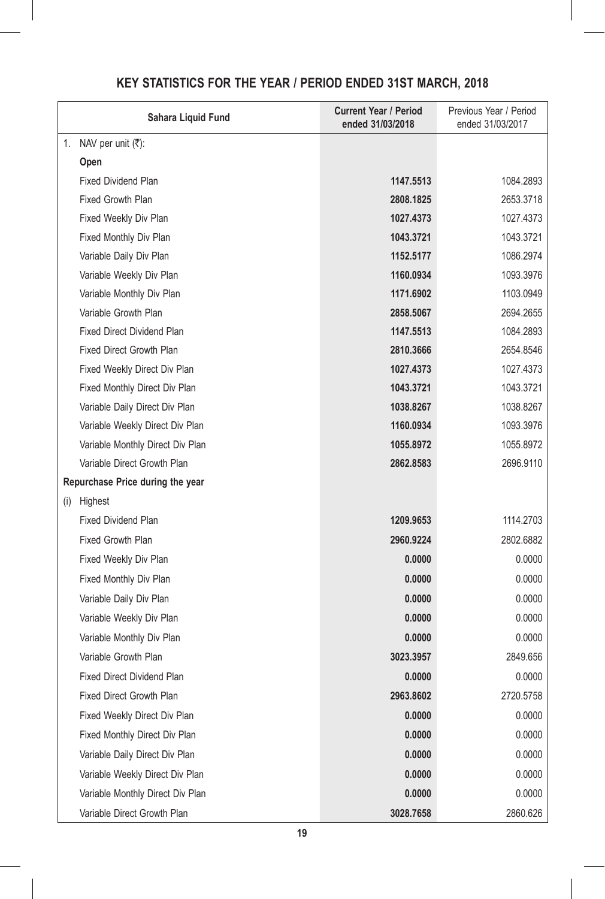# KEY STATISTICS FOR THE YEAR / PERIOD ENDED 31ST MARCH, 2018

| Sahara Liquid Fund | Current Year / Period ended 31/03/2018 | Previous Year / Period ended 31/03/2017 |
|---|---|---|
| 1. NAV per unit (₹): | | |
| **Open** | | |
| Fixed Dividend Plan | **1147.5513** | 1084.2893 |
| Fixed Growth Plan | **2808.1825** | 2653.3718 |
| Fixed Weekly Div Plan | **1027.4373** | 1027.4373 |
| Fixed Monthly Div Plan | **1043.3721** | 1043.3721 |
| Variable Daily Div Plan | **1152.5177** | 1086.2974 |
| Variable Weekly Div Plan | **1160.0934** | 1093.3976 |
| Variable Monthly Div Plan | **1171.6902** | 1103.0949 |
| Variable Growth Plan | **2858.5067** | 2694.2655 |
| Fixed Direct Dividend Plan | **1147.5513** | 1084.2893 |
| Fixed Direct Growth Plan | **2810.3666** | 2654.8546 |
| Fixed Weekly Direct Div Plan | **1027.4373** | 1027.4373 |
| Fixed Monthly Direct Div Plan | **1043.3721** | 1043.3721 |
| Variable Daily Direct Div Plan | **1038.8267** | 1038.8267 |
| Variable Weekly Direct Div Plan | **1160.0934** | 1093.3976 |
| Variable Monthly Direct Div Plan | **1055.8972** | 1055.8972 |
| Variable Direct Growth Plan | **2862.8583** | 2696.9110 |
| **Repurchase Price during the year** | | |
| (i) Highest | | |
| Fixed Dividend Plan | **1209.9653** | 1114.2703 |
| Fixed Growth Plan | **2960.9224** | 2802.6882 |
| Fixed Weekly Div Plan | **0.0000** | 0.0000 |
| Fixed Monthly Div Plan | **0.0000** | 0.0000 |
| Variable Daily Div Plan | **0.0000** | 0.0000 |
| Variable Weekly Div Plan | **0.0000** | 0.0000 |
| Variable Monthly Div Plan | **0.0000** | 0.0000 |
| Variable Growth Plan | **3023.3957** | 2849.656 |
| Fixed Direct Dividend Plan | **0.0000** | 0.0000 |
| Fixed Direct Growth Plan | **2963.8602** | 2720.5758 |
| Fixed Weekly Direct Div Plan | **0.0000** | 0.0000 |
| Fixed Monthly Direct Div Plan | **0.0000** | 0.0000 |
| Variable Daily Direct Div Plan | **0.0000** | 0.0000 |
| Variable Weekly Direct Div Plan | **0.0000** | 0.0000 |
| Variable Monthly Direct Div Plan | **0.0000** | 0.0000 |
| Variable Direct Growth Plan | **3028.7658** | 2860.626 |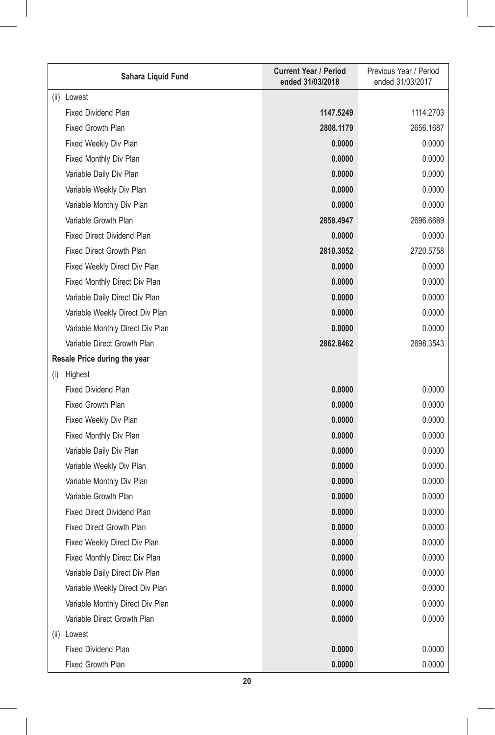| Sahara Liquid Fund | Current Year / Period ended 31/03/2018 | Previous Year / Period ended 31/03/2017 |
|---|---|---|
| (ii) Lowest | | |
| Fixed Dividend Plan | **1147.5249** | 1114.2703 |
| Fixed Growth Plan | **2808.1179** | 2656.1687 |
| Fixed Weekly Div Plan | **0.0000** | 0.0000 |
| Fixed Monthly Div Plan | **0.0000** | 0.0000 |
| Variable Daily Div Plan | **0.0000** | 0.0000 |
| Variable Weekly Div Plan | **0.0000** | 0.0000 |
| Variable Monthly Div Plan | **0.0000** | 0.0000 |
| Variable Growth Plan | **2858.4947** | 2696.6689 |
| Fixed Direct Dividend Plan | **0.0000** | 0.0000 |
| Fixed Direct Growth Plan | **2810.3052** | 2720.5758 |
| Fixed Weekly Direct Div Plan | **0.0000** | 0.0000 |
| Fixed Monthly Direct Div Plan | **0.0000** | 0.0000 |
| Variable Daily Direct Div Plan | **0.0000** | 0.0000 |
| Variable Weekly Direct Div Plan | **0.0000** | 0.0000 |
| Variable Monthly Direct Div Plan | **0.0000** | 0.0000 |
| Variable Direct Growth Plan | **2862.8462** | 2698.3543 |
| **Resale Price during the year** | | |
| (i) Highest | | |
| Fixed Dividend Plan | **0.0000** | 0.0000 |
| Fixed Growth Plan | **0.0000** | 0.0000 |
| Fixed Weekly Div Plan | **0.0000** | 0.0000 |
| Fixed Monthly Div Plan | **0.0000** | 0.0000 |
| Variable Daily Div Plan | **0.0000** | 0.0000 |
| Variable Weekly Div Plan | **0.0000** | 0.0000 |
| Variable Monthly Div Plan | **0.0000** | 0.0000 |
| Variable Growth Plan | **0.0000** | 0.0000 |
| Fixed Direct Dividend Plan | **0.0000** | 0.0000 |
| Fixed Direct Growth Plan | **0.0000** | 0.0000 |
| Fixed Weekly Direct Div Plan | **0.0000** | 0.0000 |
| Fixed Monthly Direct Div Plan | **0.0000** | 0.0000 |
| Variable Daily Direct Div Plan | **0.0000** | 0.0000 |
| Variable Weekly Direct Div Plan | **0.0000** | 0.0000 |
| Variable Monthly Direct Div Plan | **0.0000** | 0.0000 |
| Variable Direct Growth Plan | **0.0000** | 0.0000 |
| (ii) Lowest | | |
| Fixed Dividend Plan | **0.0000** | 0.0000 |
| Fixed Growth Plan | **0.0000** | 0.0000 |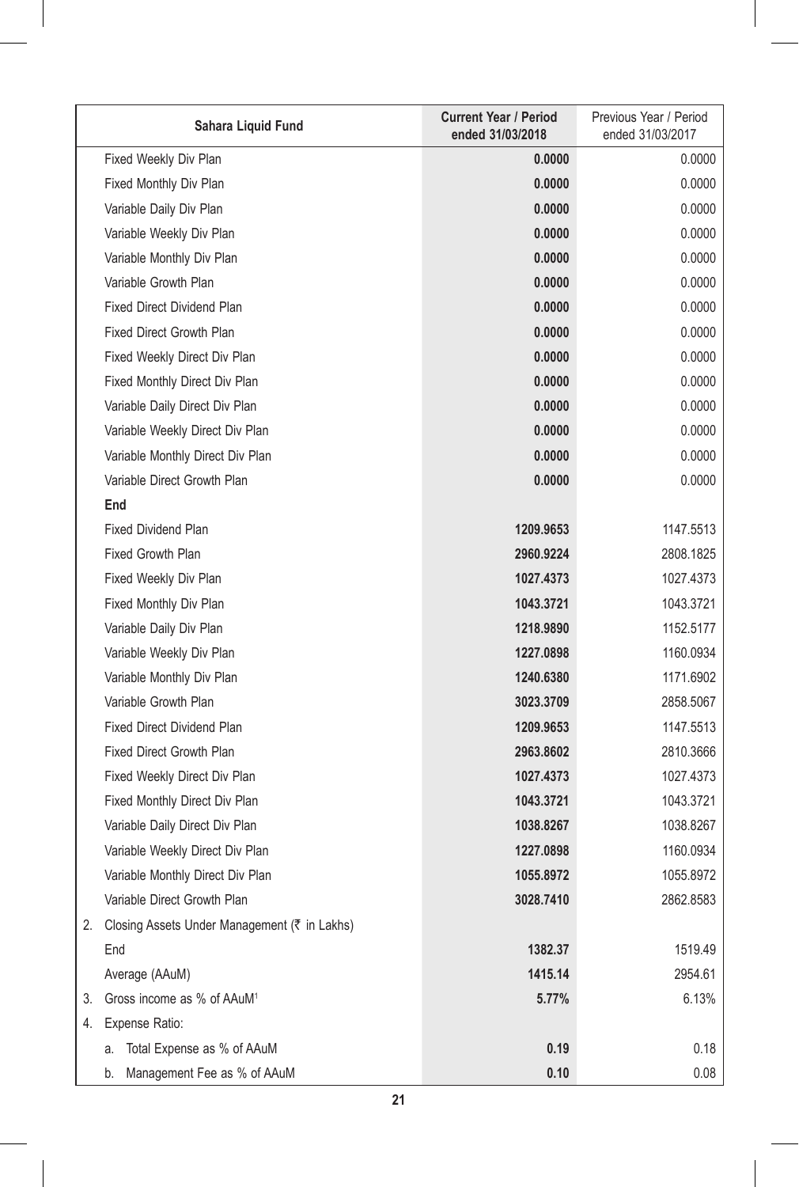| Sahara Liquid Fund | Current Year / Period ended 31/03/2018 | Previous Year / Period ended 31/03/2017 |
|---|---|---|
| Fixed Weekly Div Plan | **0.0000** | 0.0000 |
| Fixed Monthly Div Plan | **0.0000** | 0.0000 |
| Variable Daily Div Plan | **0.0000** | 0.0000 |
| Variable Weekly Div Plan | **0.0000** | 0.0000 |
| Variable Monthly Div Plan | **0.0000** | 0.0000 |
| Variable Growth Plan | **0.0000** | 0.0000 |
| Fixed Direct Dividend Plan | **0.0000** | 0.0000 |
| Fixed Direct Growth Plan | **0.0000** | 0.0000 |
| Fixed Weekly Direct Div Plan | **0.0000** | 0.0000 |
| Fixed Monthly Direct Div Plan | **0.0000** | 0.0000 |
| Variable Daily Direct Div Plan | **0.0000** | 0.0000 |
| Variable Weekly Direct Div Plan | **0.0000** | 0.0000 |
| Variable Monthly Direct Div Plan | **0.0000** | 0.0000 |
| Variable Direct Growth Plan | **0.0000** | 0.0000 |
| **End** | | |
| Fixed Dividend Plan | **1209.9653** | 1147.5513 |
| Fixed Growth Plan | **2960.9224** | 2808.1825 |
| Fixed Weekly Div Plan | **1027.4373** | 1027.4373 |
| Fixed Monthly Div Plan | **1043.3721** | 1043.3721 |
| Variable Daily Div Plan | **1218.9890** | 1152.5177 |
| Variable Weekly Div Plan | **1227.0898** | 1160.0934 |
| Variable Monthly Div Plan | **1240.6380** | 1171.6902 |
| Variable Growth Plan | **3023.3709** | 2858.5067 |
| Fixed Direct Dividend Plan | **1209.9653** | 1147.5513 |
| Fixed Direct Growth Plan | **2963.8602** | 2810.3666 |
| Fixed Weekly Direct Div Plan | **1027.4373** | 1027.4373 |
| Fixed Monthly Direct Div Plan | **1043.3721** | 1043.3721 |
| Variable Daily Direct Div Plan | **1038.8267** | 1038.8267 |
| Variable Weekly Direct Div Plan | **1227.0898** | 1160.0934 |
| Variable Monthly Direct Div Plan | **1055.8972** | 1055.8972 |
| Variable Direct Growth Plan | **3028.7410** | 2862.8583 |
| 2. Closing Assets Under Management (₹ in Lakhs) | | |
| End | **1382.37** | 1519.49 |
| Average (AAuM) | **1415.14** | 2954.61 |
| 3. Gross income as % of AAuM[1] | **5.77%** | 6.13% |
| 4. Expense Ratio: | | |
| a. Total Expense as % of AAuM | **0.19** | 0.18 |
| b. Management Fee as % of AAuM | **0.10** | 0.08 |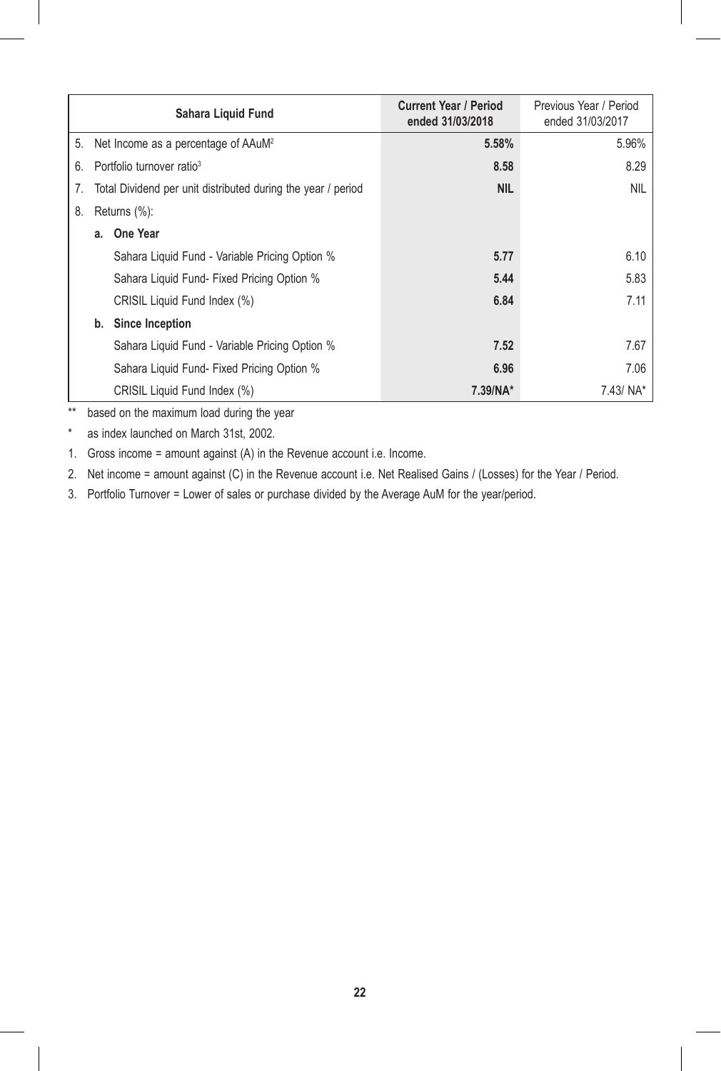| Sahara Liquid Fund | Current Year / Period ended 31/03/2018 | Previous Year / Period ended 31/03/2017 |
|---|---|---|
| 5. Net Income as a percentage of AAuM[2] | **5.58%** | 5.96% |
| 6. Portfolio turnover ratio[3] | **8.58** | 8.29 |
| 7. Total Dividend per unit distributed during the year / period | **NIL** | NIL |
| 8. Returns (%): | | |
| **a. One Year** | | |
| Sahara Liquid Fund - Variable Pricing Option % | **5.77** | 6.10 |
| Sahara Liquid Fund- Fixed Pricing Option % | **5.44** | 5.83 |
| CRISIL Liquid Fund Index (%) | **6.84** | 7.11 |
| **b. Since Inception** | | |
| Sahara Liquid Fund - Variable Pricing Option % | **7.52** | 7.67 |
| Sahara Liquid Fund- Fixed Pricing Option % | **6.96** | 7.06 |
| CRISIL Liquid Fund Index (%) | **7.39/NA*** | 7.43/ NA* |

** based on the maximum load during the year

\* as index launched on March 31st, 2002.

1. Gross income = amount against (A) in the Revenue account i.e. Income.
2. Net income = amount against (C) in the Revenue account i.e. Net Realised Gains / (Losses) for the Year / Period.
3. Portfolio Turnover = Lower of sales or purchase divided by the Average AuM for the year/period.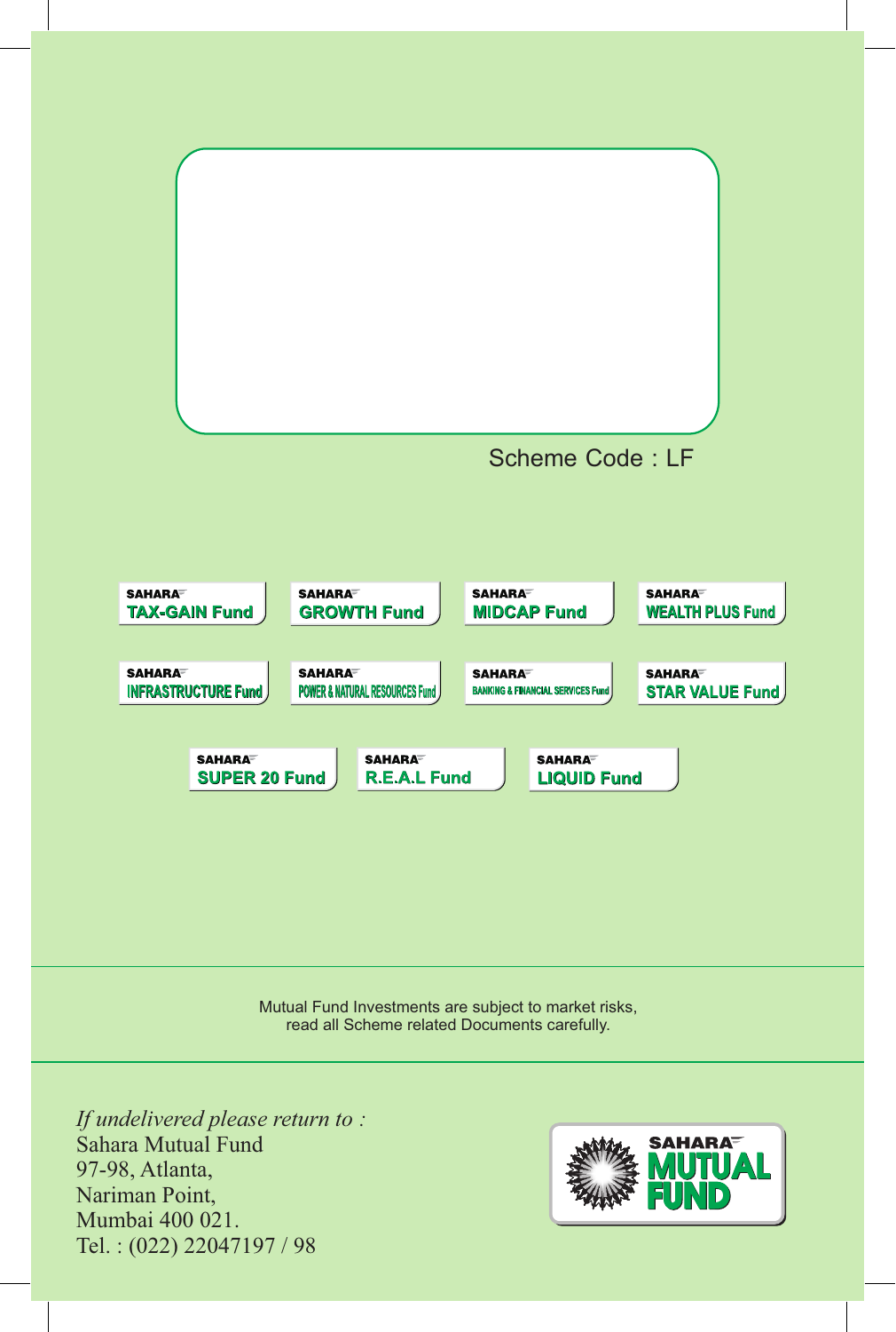Scheme Code : LF

SAHARA TAX-GAIN Fund

SAHARA GROWTH Fund

SAHARA MIDCAP Fund

SAHARA WEALTH PLUS Fund

SAHARA INFRASTRUCTURE Fund

SAHARA POWER & NATURAL RESOURCES Fund

SAHARA BANKING & FINANCIAL SERVICES Fund

SAHARA STAR VALUE Fund

SAHARA SUPER 20 Fund

SAHARA R.E.A.L Fund

SAHARA LIQUID Fund

Mutual Fund Investments are subject to market risks, read all Scheme related Documents carefully.

*If undelivered please return to :*
Sahara Mutual Fund
97-98, Atlanta,
Nariman Point,
Mumbai 400 021.
Tel. : (022) 22047197 / 98

SAHARA MUTUAL FUND